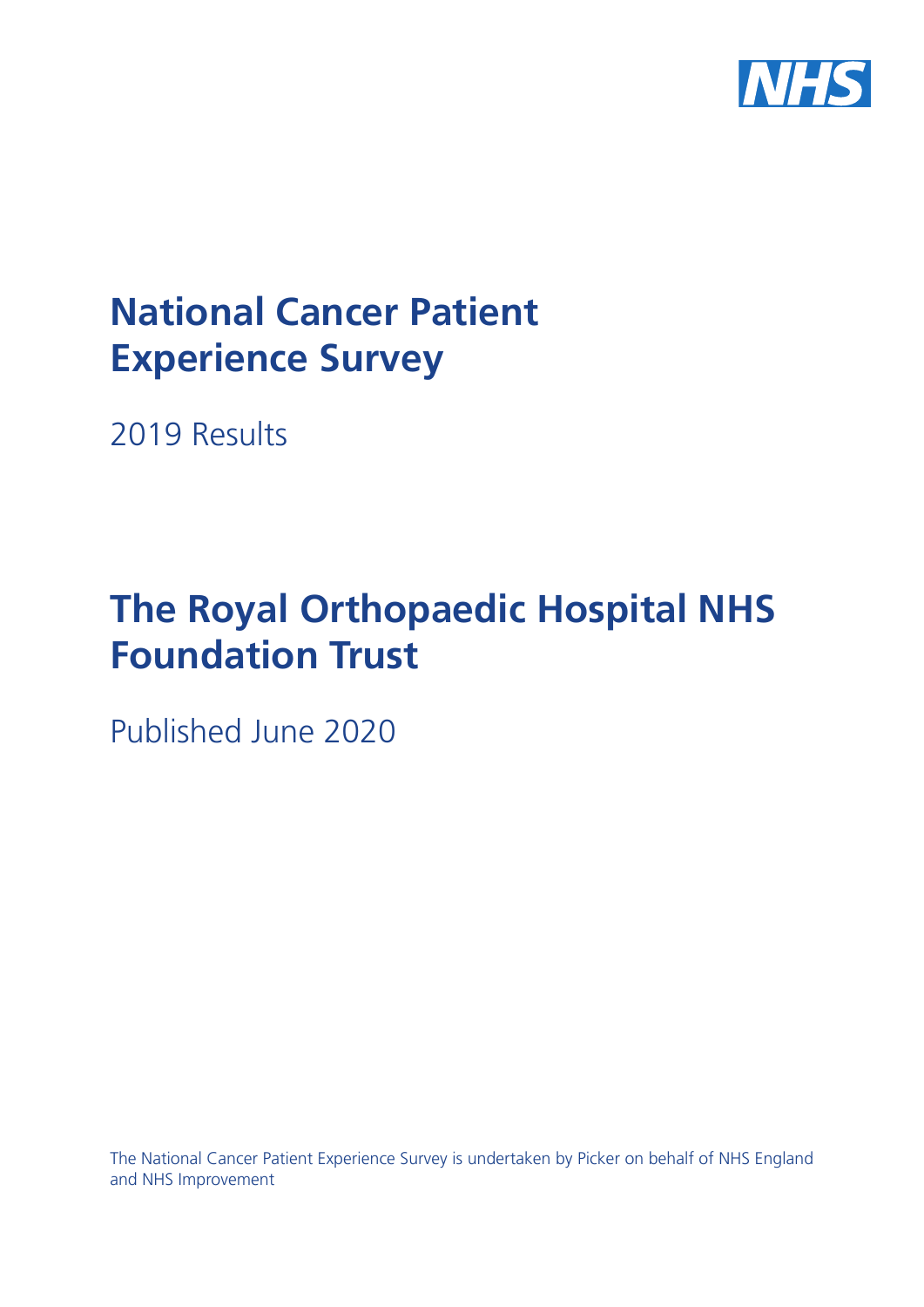NHS

# National Cancer Patient Experience Survey

2019 Results

# The Royal Orthopaedic Hospital NHS Foundation Trust

Published June 2020

The National Cancer Patient Experience Survey is undertaken by Picker on behalf of NHS England and NHS Improvement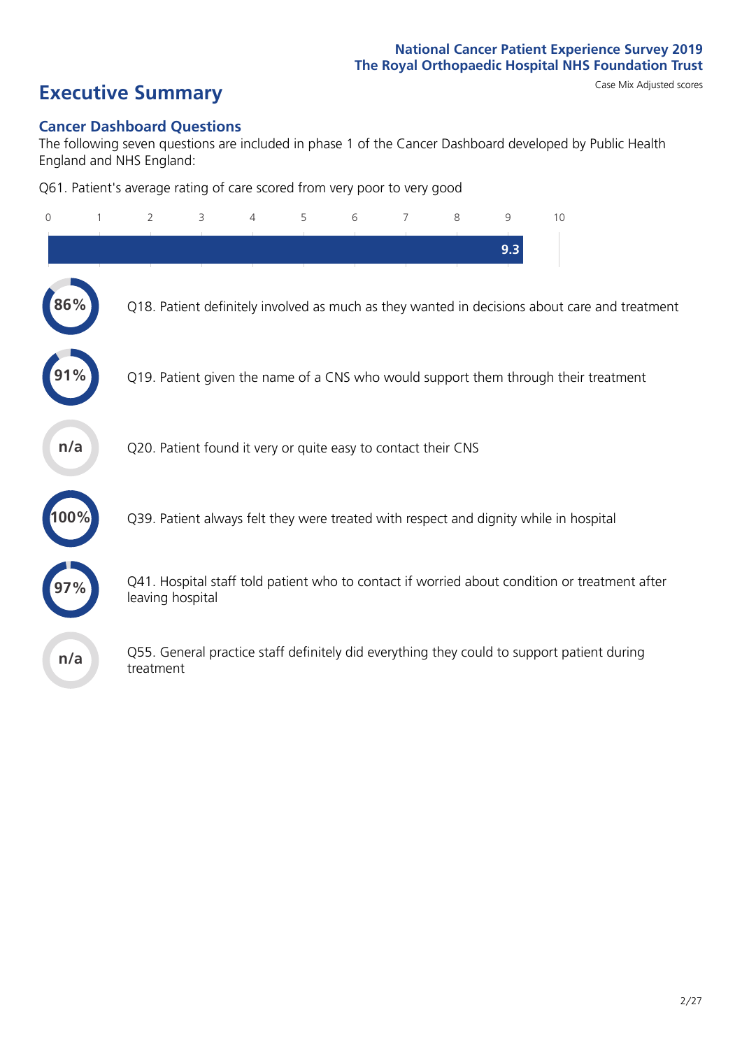# Executive Summary

Case Mix Adjusted scores

## Cancer Dashboard Questions

The following seven questions are included in phase 1 of the Cancer Dashboard developed by Public Health England and NHS England:

Q61. Patient's average rating of care scored from very poor to very good

0 1 2 3 4 5 6 7 8 9 10

9.3

86% Q18. Patient definitely involved as much as they wanted in decisions about care and treatment

91% Q19. Patient given the name of a CNS who would support them through their treatment

n/a Q20. Patient found it very or quite easy to contact their CNS

100% Q39. Patient always felt they were treated with respect and dignity while in hospital

97% Q41. Hospital staff told patient who to contact if worried about condition or treatment after leaving hospital

n/a Q55. General practice staff definitely did everything they could to support patient during treatment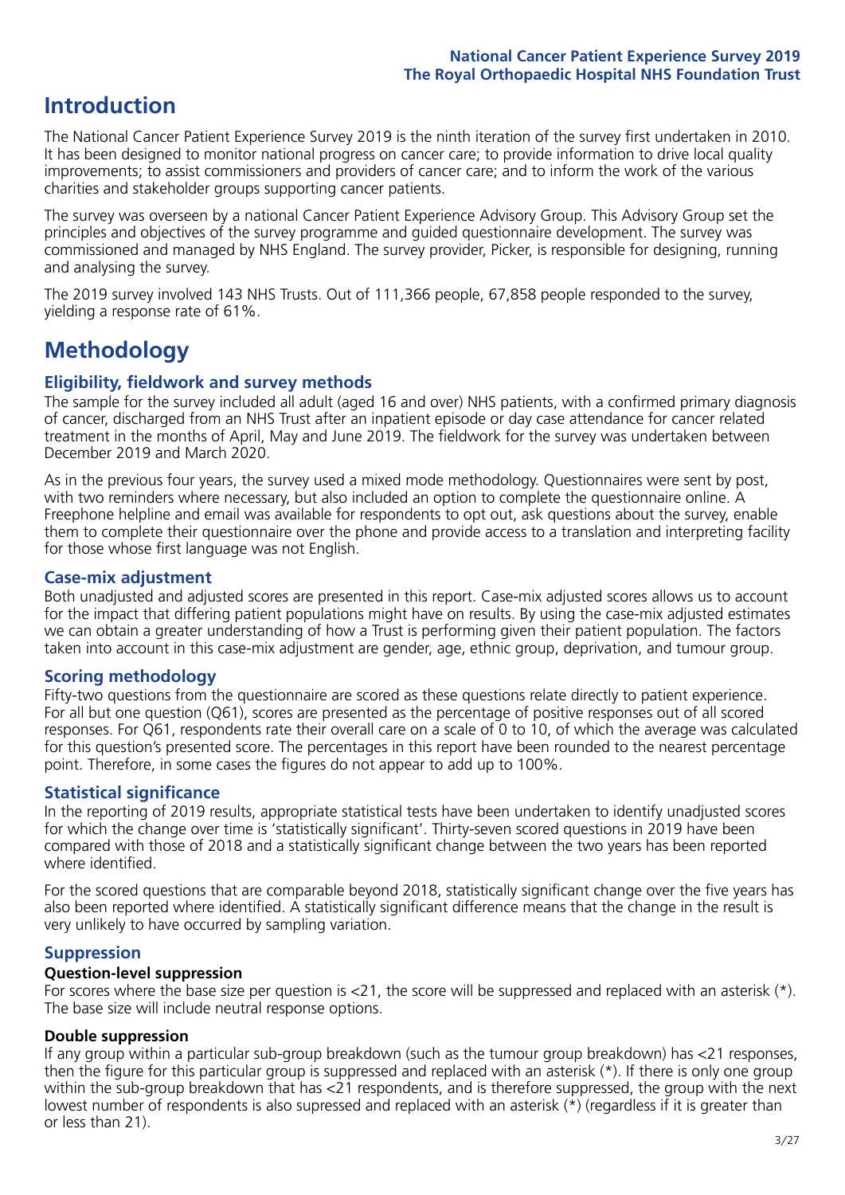# Introduction

The National Cancer Patient Experience Survey 2019 is the ninth iteration of the survey first undertaken in 2010. It has been designed to monitor national progress on cancer care; to provide information to drive local quality improvements; to assist commissioners and providers of cancer care; and to inform the work of the various charities and stakeholder groups supporting cancer patients.

The survey was overseen by a national Cancer Patient Experience Advisory Group. This Advisory Group set the principles and objectives of the survey programme and guided questionnaire development. The survey was commissioned and managed by NHS England. The survey provider, Picker, is responsible for designing, running and analysing the survey.

The 2019 survey involved 143 NHS Trusts. Out of 111,366 people, 67,858 people responded to the survey, yielding a response rate of 61%.

# Methodology

## Eligibility, fieldwork and survey methods

The sample for the survey included all adult (aged 16 and over) NHS patients, with a confirmed primary diagnosis of cancer, discharged from an NHS Trust after an inpatient episode or day case attendance for cancer related treatment in the months of April, May and June 2019. The fieldwork for the survey was undertaken between December 2019 and March 2020.

As in the previous four years, the survey used a mixed mode methodology. Questionnaires were sent by post, with two reminders where necessary, but also included an option to complete the questionnaire online. A Freephone helpline and email was available for respondents to opt out, ask questions about the survey, enable them to complete their questionnaire over the phone and provide access to a translation and interpreting facility for those whose first language was not English.

## Case-mix adjustment

Both unadjusted and adjusted scores are presented in this report. Case-mix adjusted scores allows us to account for the impact that differing patient populations might have on results. By using the case-mix adjusted estimates we can obtain a greater understanding of how a Trust is performing given their patient population. The factors taken into account in this case-mix adjustment are gender, age, ethnic group, deprivation, and tumour group.

## Scoring methodology

Fifty-two questions from the questionnaire are scored as these questions relate directly to patient experience. For all but one question (Q61), scores are presented as the percentage of positive responses out of all scored responses. For Q61, respondents rate their overall care on a scale of 0 to 10, of which the average was calculated for this question's presented score. The percentages in this report have been rounded to the nearest percentage point. Therefore, in some cases the figures do not appear to add up to 100%.

## Statistical significance

In the reporting of 2019 results, appropriate statistical tests have been undertaken to identify unadjusted scores for which the change over time is 'statistically significant'. Thirty-seven scored questions in 2019 have been compared with those of 2018 and a statistically significant change between the two years has been reported where identified.

For the scored questions that are comparable beyond 2018, statistically significant change over the five years has also been reported where identified. A statistically significant difference means that the change in the result is very unlikely to have occurred by sampling variation.

## Suppression

### Question-level suppression

For scores where the base size per question is <21, the score will be suppressed and replaced with an asterisk (*). The base size will include neutral response options.

### Double suppression

If any group within a particular sub-group breakdown (such as the tumour group breakdown) has <21 responses, then the figure for this particular group is suppressed and replaced with an asterisk (*). If there is only one group within the sub-group breakdown that has <21 respondents, and is therefore suppressed, the group with the next lowest number of respondents is also supressed and replaced with an asterisk (*) (regardless if it is greater than or less than 21).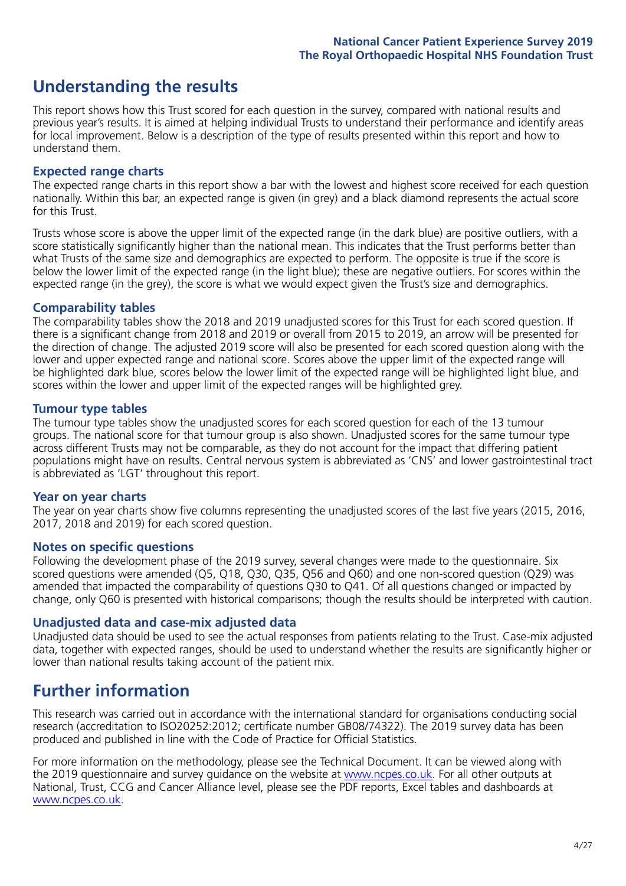# Understanding the results

This report shows how this Trust scored for each question in the survey, compared with national results and previous year's results. It is aimed at helping individual Trusts to understand their performance and identify areas for local improvement. Below is a description of the type of results presented within this report and how to understand them.

## Expected range charts

The expected range charts in this report show a bar with the lowest and highest score received for each question nationally. Within this bar, an expected range is given (in grey) and a black diamond represents the actual score for this Trust.

Trusts whose score is above the upper limit of the expected range (in the dark blue) are positive outliers, with a score statistically significantly higher than the national mean. This indicates that the Trust performs better than what Trusts of the same size and demographics are expected to perform. The opposite is true if the score is below the lower limit of the expected range (in the light blue); these are negative outliers. For scores within the expected range (in the grey), the score is what we would expect given the Trust's size and demographics.

## Comparability tables

The comparability tables show the 2018 and 2019 unadjusted scores for this Trust for each scored question. If there is a significant change from 2018 and 2019 or overall from 2015 to 2019, an arrow will be presented for the direction of change. The adjusted 2019 score will also be presented for each scored question along with the lower and upper expected range and national score. Scores above the upper limit of the expected range will be highlighted dark blue, scores below the lower limit of the expected range will be highlighted light blue, and scores within the lower and upper limit of the expected ranges will be highlighted grey.

## Tumour type tables

The tumour type tables show the unadjusted scores for each scored question for each of the 13 tumour groups. The national score for that tumour group is also shown. Unadjusted scores for the same tumour type across different Trusts may not be comparable, as they do not account for the impact that differing patient populations might have on results. Central nervous system is abbreviated as 'CNS' and lower gastrointestinal tract is abbreviated as 'LGT' throughout this report.

## Year on year charts

The year on year charts show five columns representing the unadjusted scores of the last five years (2015, 2016, 2017, 2018 and 2019) for each scored question.

## Notes on specific questions

Following the development phase of the 2019 survey, several changes were made to the questionnaire. Six scored questions were amended (Q5, Q18, Q30, Q35, Q56 and Q60) and one non-scored question (Q29) was amended that impacted the comparability of questions Q30 to Q41. Of all questions changed or impacted by change, only Q60 is presented with historical comparisons; though the results should be interpreted with caution.

## Unadjusted data and case-mix adjusted data

Unadjusted data should be used to see the actual responses from patients relating to the Trust. Case-mix adjusted data, together with expected ranges, should be used to understand whether the results are significantly higher or lower than national results taking account of the patient mix.

# Further information

This research was carried out in accordance with the international standard for organisations conducting social research (accreditation to ISO20252:2012; certificate number GB08/74322). The 2019 survey data has been produced and published in line with the Code of Practice for Official Statistics.

For more information on the methodology, please see the Technical Document. It can be viewed along with the 2019 questionnaire and survey guidance on the website at www.ncpes.co.uk. For all other outputs at National, Trust, CCG and Cancer Alliance level, please see the PDF reports, Excel tables and dashboards at www.ncpes.co.uk.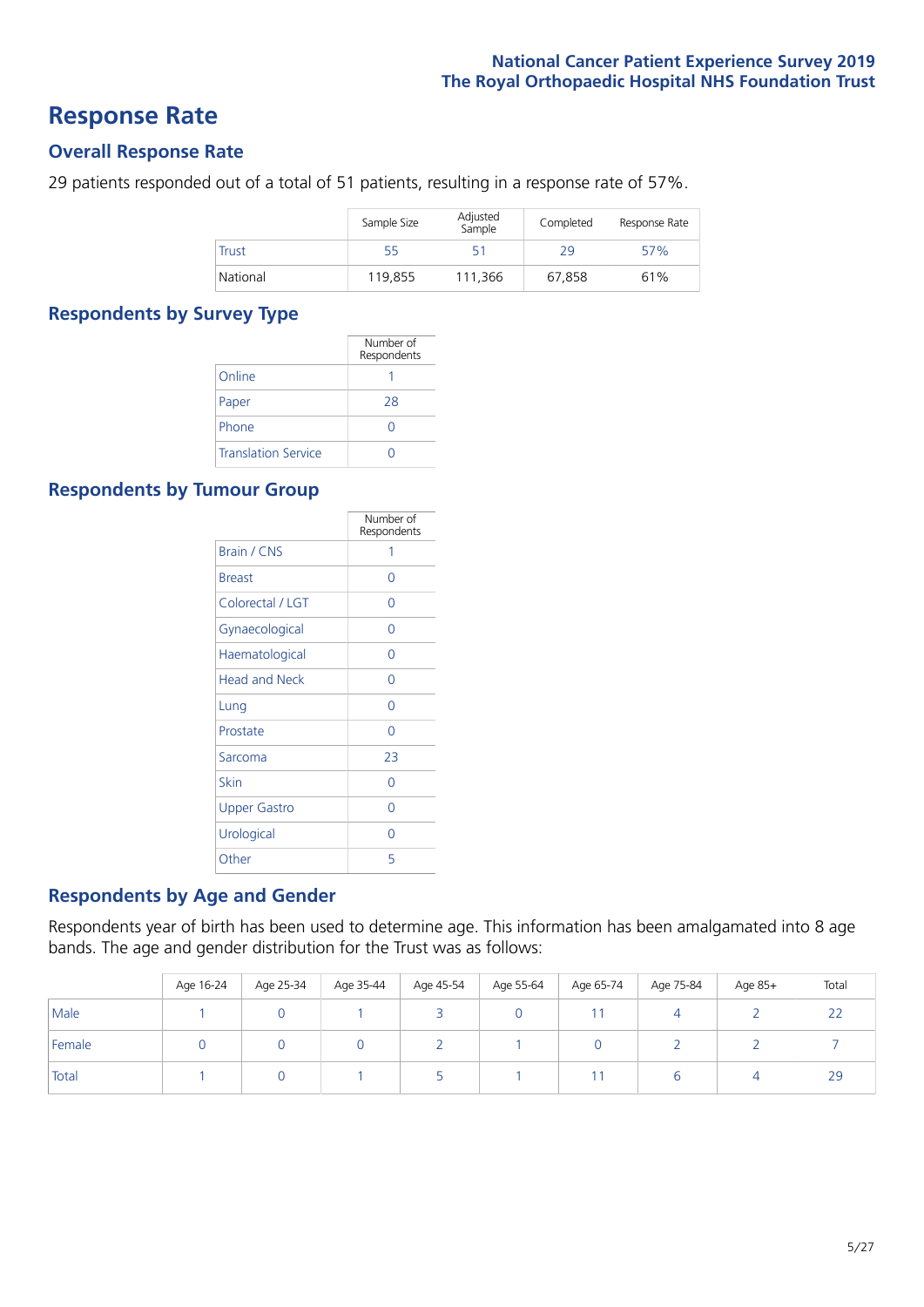# Response Rate

## Overall Response Rate

29 patients responded out of a total of 51 patients, resulting in a response rate of 57%.

| | Sample Size | Adjusted Sample | Completed | Response Rate |
|---|---|---|---|---|
| Trust | 55 | 51 | 29 | 57% |
| National | 119,855 | 111,366 | 67,858 | 61% |

## Respondents by Survey Type

| | Number of Respondents |
|---|---|
| Online | 1 |
| Paper | 28 |
| Phone | 0 |
| Translation Service | 0 |

## Respondents by Tumour Group

| | Number of Respondents |
|---|---|
| Brain / CNS | 1 |
| Breast | 0 |
| Colorectal / LGT | 0 |
| Gynaecological | 0 |
| Haematological | 0 |
| Head and Neck | 0 |
| Lung | 0 |
| Prostate | 0 |
| Sarcoma | 23 |
| Skin | 0 |
| Upper Gastro | 0 |
| Urological | 0 |
| Other | 5 |

## Respondents by Age and Gender

Respondents year of birth has been used to determine age. This information has been amalgamated into 8 age bands. The age and gender distribution for the Trust was as follows:

| | Age 16-24 | Age 25-34 | Age 35-44 | Age 45-54 | Age 55-64 | Age 65-74 | Age 75-84 | Age 85+ | Total |
|---|---|---|---|---|---|---|---|---|---|
| Male | 1 | 0 | 1 | 3 | 0 | 11 | 4 | 2 | 22 |
| Female | 0 | 0 | 0 | 2 | 1 | 0 | 2 | 2 | 7 |
| Total | 1 | 0 | 1 | 5 | 1 | 11 | 6 | 4 | 29 |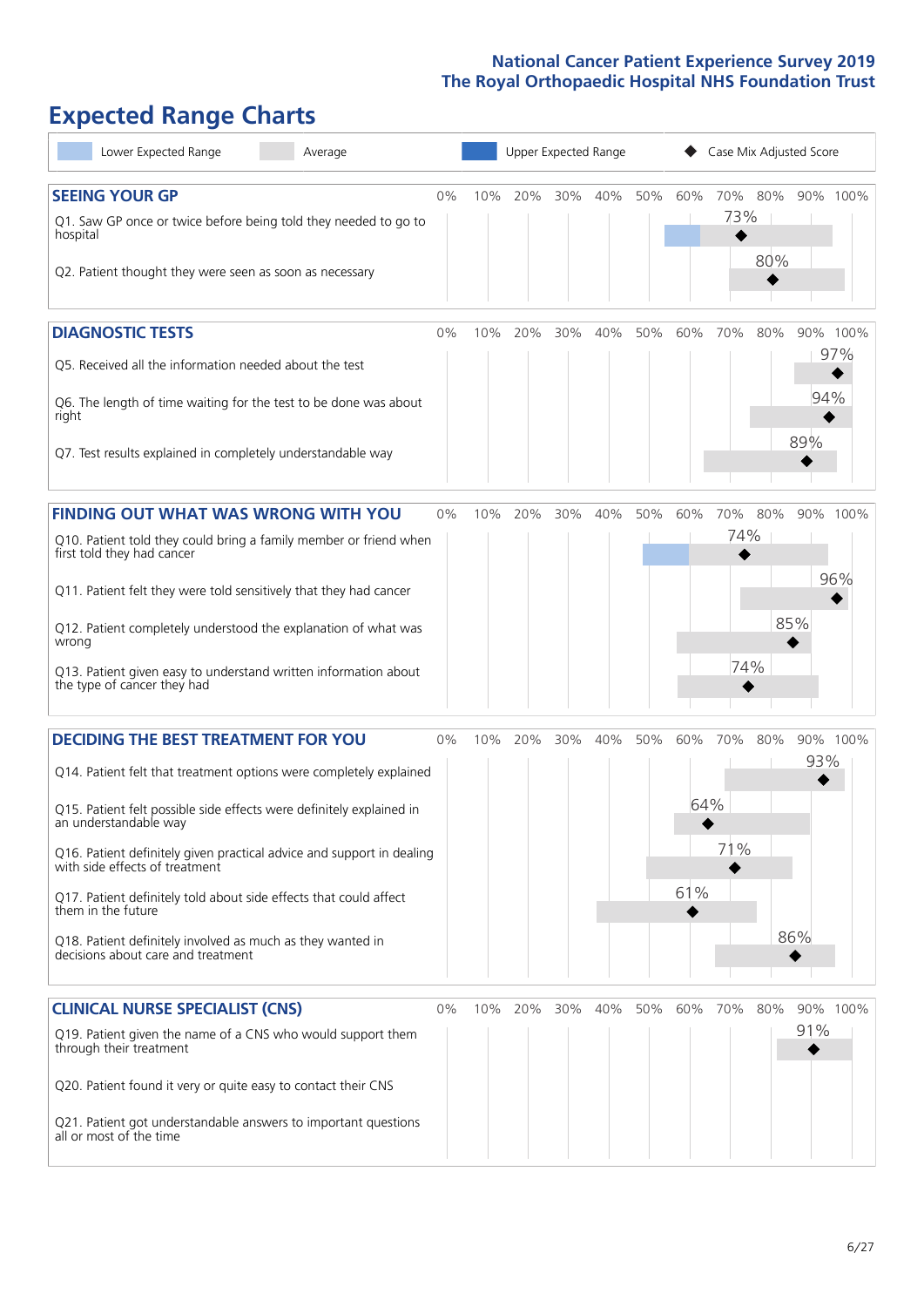# Expected Range Charts

Lower Expected Range | Average | Upper Expected Range | Case Mix Adjusted Score

## SEEING YOUR GP

| Question | Case Mix Adjusted Score |
|---|---|
| Q1. Saw GP once or twice before being told they needed to go to hospital | 73% |
| Q2. Patient thought they were seen as soon as necessary | 80% |

## DIAGNOSTIC TESTS

| Question | Case Mix Adjusted Score |
|---|---|
| Q5. Received all the information needed about the test | 97% |
| Q6. The length of time waiting for the test to be done was about right | 94% |
| Q7. Test results explained in completely understandable way | 89% |

## FINDING OUT WHAT WAS WRONG WITH YOU

| Question | Case Mix Adjusted Score |
|---|---|
| Q10. Patient told they could bring a family member or friend when first told they had cancer | 74% |
| Q11. Patient felt they were told sensitively that they had cancer | 96% |
| Q12. Patient completely understood the explanation of what was wrong | 85% |
| Q13. Patient given easy to understand written information about the type of cancer they had | 74% |

## DECIDING THE BEST TREATMENT FOR YOU

| Question | Case Mix Adjusted Score |
|---|---|
| Q14. Patient felt that treatment options were completely explained | 93% |
| Q15. Patient felt possible side effects were definitely explained in an understandable way | 64% |
| Q16. Patient definitely given practical advice and support in dealing with side effects of treatment | 71% |
| Q17. Patient definitely told about side effects that could affect them in the future | 61% |
| Q18. Patient definitely involved as much as they wanted in decisions about care and treatment | 86% |

## CLINICAL NURSE SPECIALIST (CNS)

| Question | Case Mix Adjusted Score |
|---|---|
| Q19. Patient given the name of a CNS who would support them through their treatment | 91% |
| Q20. Patient found it very or quite easy to contact their CNS | |
| Q21. Patient got understandable answers to important questions all or most of the time | |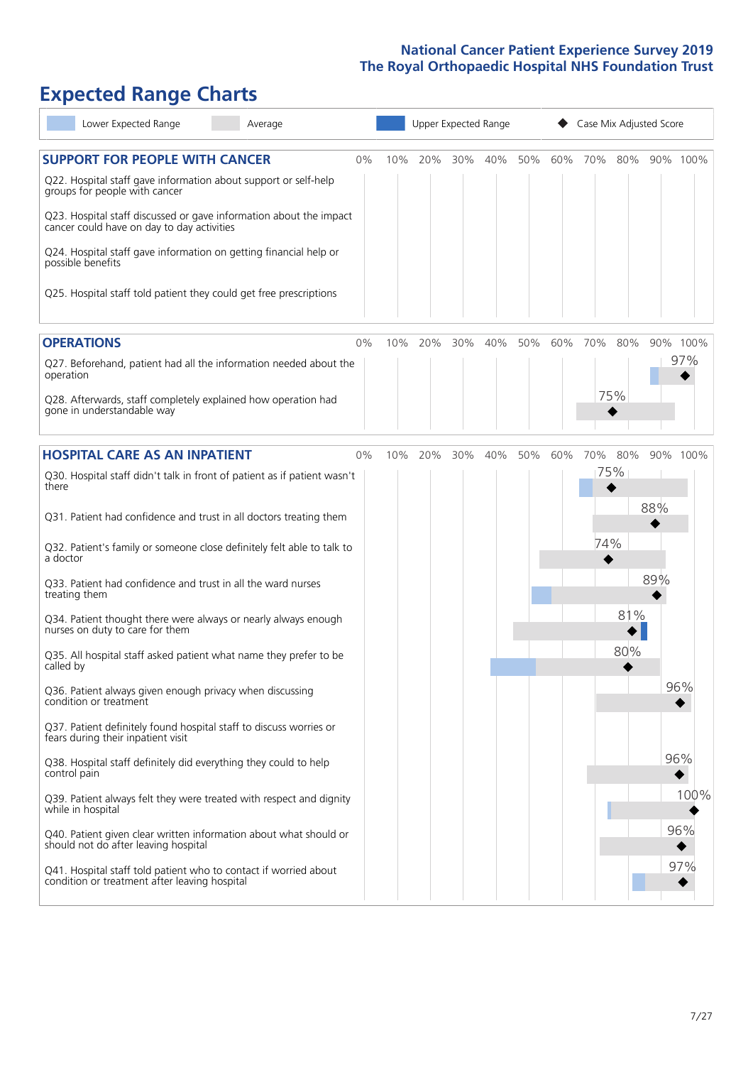## Expected Range Charts

Lower Expected Range | Average | Upper Expected Range | Case Mix Adjusted Score

### SUPPORT FOR PEOPLE WITH CANCER

| Question | Case Mix Adjusted Score |
|---|---|
| Q22. Hospital staff gave information about support or self-help groups for people with cancer | |
| Q23. Hospital staff discussed or gave information about the impact cancer could have on day to day activities | |
| Q24. Hospital staff gave information on getting financial help or possible benefits | |
| Q25. Hospital staff told patient they could get free prescriptions | |

### OPERATIONS

| Question | Case Mix Adjusted Score |
|---|---|
| Q27. Beforehand, patient had all the information needed about the operation | 97% |
| Q28. Afterwards, staff completely explained how operation had gone in understandable way | 75% |

### HOSPITAL CARE AS AN INPATIENT

| Question | Case Mix Adjusted Score |
|---|---|
| Q30. Hospital staff didn't talk in front of patient as if patient wasn't there | 75% |
| Q31. Patient had confidence and trust in all doctors treating them | 88% |
| Q32. Patient's family or someone close definitely felt able to talk to a doctor | 74% |
| Q33. Patient had confidence and trust in all the ward nurses treating them | 89% |
| Q34. Patient thought there were always or nearly always enough nurses on duty to care for them | 81% |
| Q35. All hospital staff asked patient what name they prefer to be called by | 80% |
| Q36. Patient always given enough privacy when discussing condition or treatment | 96% |
| Q37. Patient definitely found hospital staff to discuss worries or fears during their inpatient visit | |
| Q38. Hospital staff definitely did everything they could to help control pain | 96% |
| Q39. Patient always felt they were treated with respect and dignity while in hospital | 100% |
| Q40. Patient given clear written information about what should or should not do after leaving hospital | 96% |
| Q41. Hospital staff told patient who to contact if worried about condition or treatment after leaving hospital | 97% |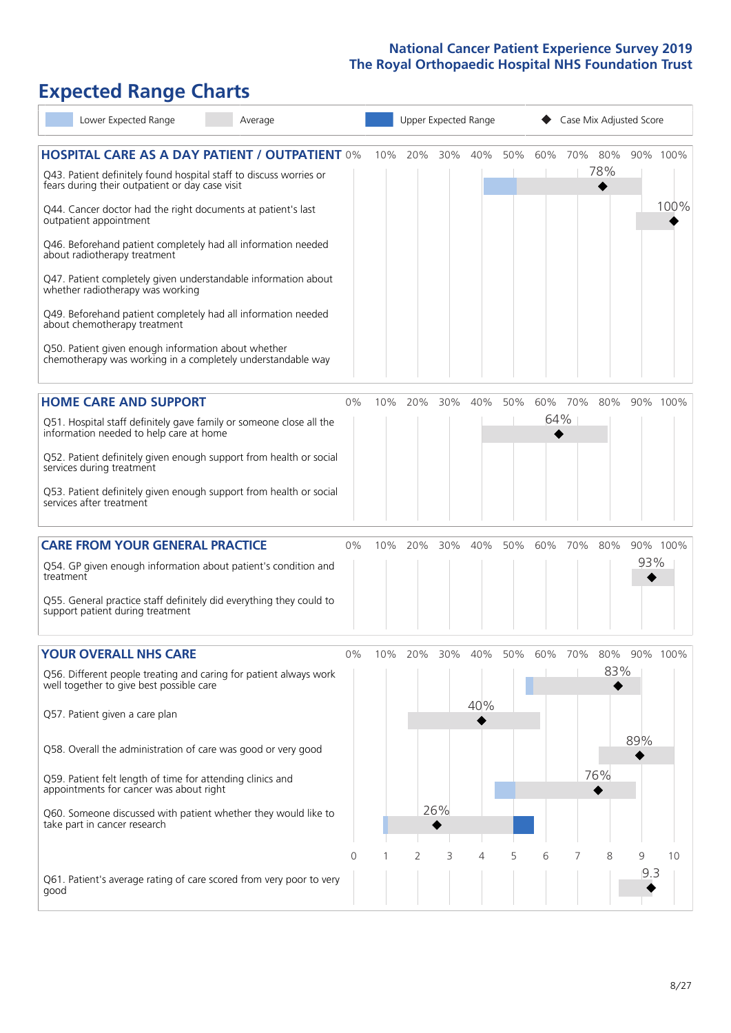# Expected Range Charts

Lower Expected Range | Average | Upper Expected Range | Case Mix Adjusted Score

## HOSPITAL CARE AS A DAY PATIENT / OUTPATIENT

| Question | Case Mix Adjusted Score |
|---|---|
| Q43. Patient definitely found hospital staff to discuss worries or fears during their outpatient or day case visit | 78% |
| Q44. Cancer doctor had the right documents at patient's last outpatient appointment | 100% |
| Q46. Beforehand patient completely had all information needed about radiotherapy treatment | |
| Q47. Patient completely given understandable information about whether radiotherapy was working | |
| Q49. Beforehand patient completely had all information needed about chemotherapy treatment | |
| Q50. Patient given enough information about whether chemotherapy was working in a completely understandable way | |

## HOME CARE AND SUPPORT

| Question | Case Mix Adjusted Score |
|---|---|
| Q51. Hospital staff definitely gave family or someone close all the information needed to help care at home | 64% |
| Q52. Patient definitely given enough support from health or social services during treatment | |
| Q53. Patient definitely given enough support from health or social services after treatment | |

## CARE FROM YOUR GENERAL PRACTICE

| Question | Case Mix Adjusted Score |
|---|---|
| Q54. GP given enough information about patient's condition and treatment | 93% |
| Q55. General practice staff definitely did everything they could to support patient during treatment | |

## YOUR OVERALL NHS CARE

| Question | Case Mix Adjusted Score |
|---|---|
| Q56. Different people treating and caring for patient always work well together to give best possible care | 83% |
| Q57. Patient given a care plan | 40% |
| Q58. Overall the administration of care was good or very good | 89% |
| Q59. Patient felt length of time for attending clinics and appointments for cancer was about right | 76% |
| Q60. Someone discussed with patient whether they would like to take part in cancer research | 26% |
| Q61. Patient's average rating of care scored from very poor to very good | 9.3 |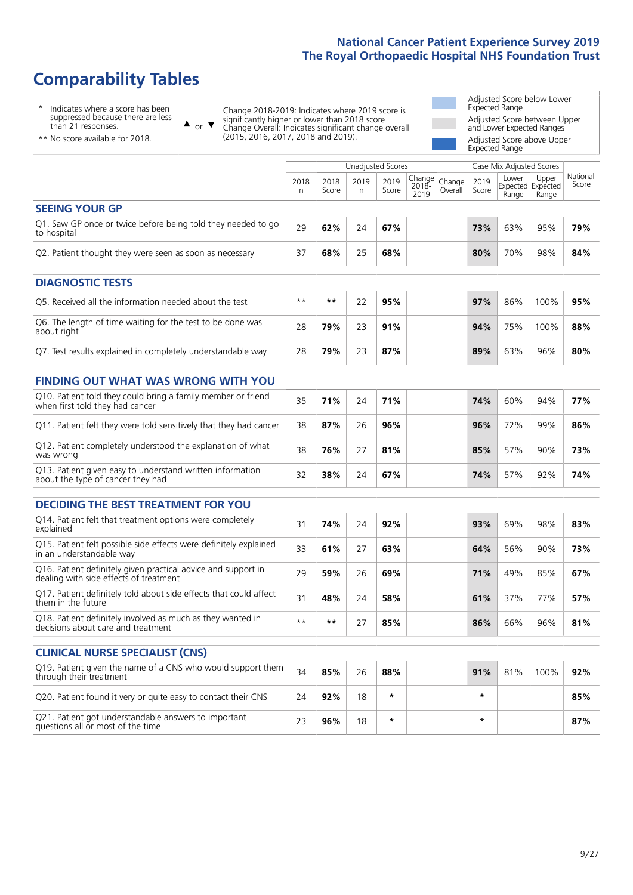# Comparability Tables

\* Indicates where a score has been suppressed because there are less than 21 responses.

\*\* No score available for 2018.

▲ or ▼ Change 2018-2019: Indicates where 2019 score is significantly higher or lower than 2018 score. Change Overall: Indicates significant change overall (2015, 2016, 2017, 2018 and 2019).

Adjusted Score below Lower Expected Range

Adjusted Score between Upper and Lower Expected Ranges

Adjusted Score above Upper Expected Range

| | Unadjusted Scores | | | | | | Case Mix Adjusted Scores | | | |
|---|---|---|---|---|---|---|---|---|---|---|
| | 2018 n | 2018 Score | 2019 n | 2019 Score | Change 2018-2019 | Change Overall | 2019 Score | Lower Expected Range | Upper Expected Range | National Score |
| **SEEING YOUR GP** | | | | | | | | | | |
| Q1. Saw GP once or twice before being told they needed to go to hospital | 29 | **62%** | 24 | **67%** | | | **73%** | 63% | 95% | **79%** |
| Q2. Patient thought they were seen as soon as necessary | 37 | **68%** | 25 | **68%** | | | **80%** | 70% | 98% | **84%** |
| **DIAGNOSTIC TESTS** | | | | | | | | | | |
| Q5. Received all the information needed about the test | ** | ** | 22 | **95%** | | | **97%** | 86% | 100% | **95%** |
| Q6. The length of time waiting for the test to be done was about right | 28 | **79%** | 23 | **91%** | | | **94%** | 75% | 100% | **88%** |
| Q7. Test results explained in completely understandable way | 28 | **79%** | 23 | **87%** | | | **89%** | 63% | 96% | **80%** |
| **FINDING OUT WHAT WAS WRONG WITH YOU** | | | | | | | | | | |
| Q10. Patient told they could bring a family member or friend when first told they had cancer | 35 | **71%** | 24 | **71%** | | | **74%** | 60% | 94% | **77%** |
| Q11. Patient felt they were told sensitively that they had cancer | 38 | **87%** | 26 | **96%** | | | **96%** | 72% | 99% | **86%** |
| Q12. Patient completely understood the explanation of what was wrong | 38 | **76%** | 27 | **81%** | | | **85%** | 57% | 90% | **73%** |
| Q13. Patient given easy to understand written information about the type of cancer they had | 32 | **38%** | 24 | **67%** | | | **74%** | 57% | 92% | **74%** |
| **DECIDING THE BEST TREATMENT FOR YOU** | | | | | | | | | | |
| Q14. Patient felt that treatment options were completely explained | 31 | **74%** | 24 | **92%** | | | **93%** | 69% | 98% | **83%** |
| Q15. Patient felt possible side effects were definitely explained in an understandable way | 33 | **61%** | 27 | **63%** | | | **64%** | 56% | 90% | **73%** |
| Q16. Patient definitely given practical advice and support in dealing with side effects of treatment | 29 | **59%** | 26 | **69%** | | | **71%** | 49% | 85% | **67%** |
| Q17. Patient definitely told about side effects that could affect them in the future | 31 | **48%** | 24 | **58%** | | | **61%** | 37% | 77% | **57%** |
| Q18. Patient definitely involved as much as they wanted in decisions about care and treatment | ** | ** | 27 | **85%** | | | **86%** | 66% | 96% | **81%** |
| **CLINICAL NURSE SPECIALIST (CNS)** | | | | | | | | | | |
| Q19. Patient given the name of a CNS who would support them through their treatment | 34 | **85%** | 26 | **88%** | | | **91%** | 81% | 100% | **92%** |
| Q20. Patient found it very or quite easy to contact their CNS | 24 | **92%** | 18 | * | | | * | | | **85%** |
| Q21. Patient got understandable answers to important questions all or most of the time | 23 | **96%** | 18 | * | | | * | | | **87%** |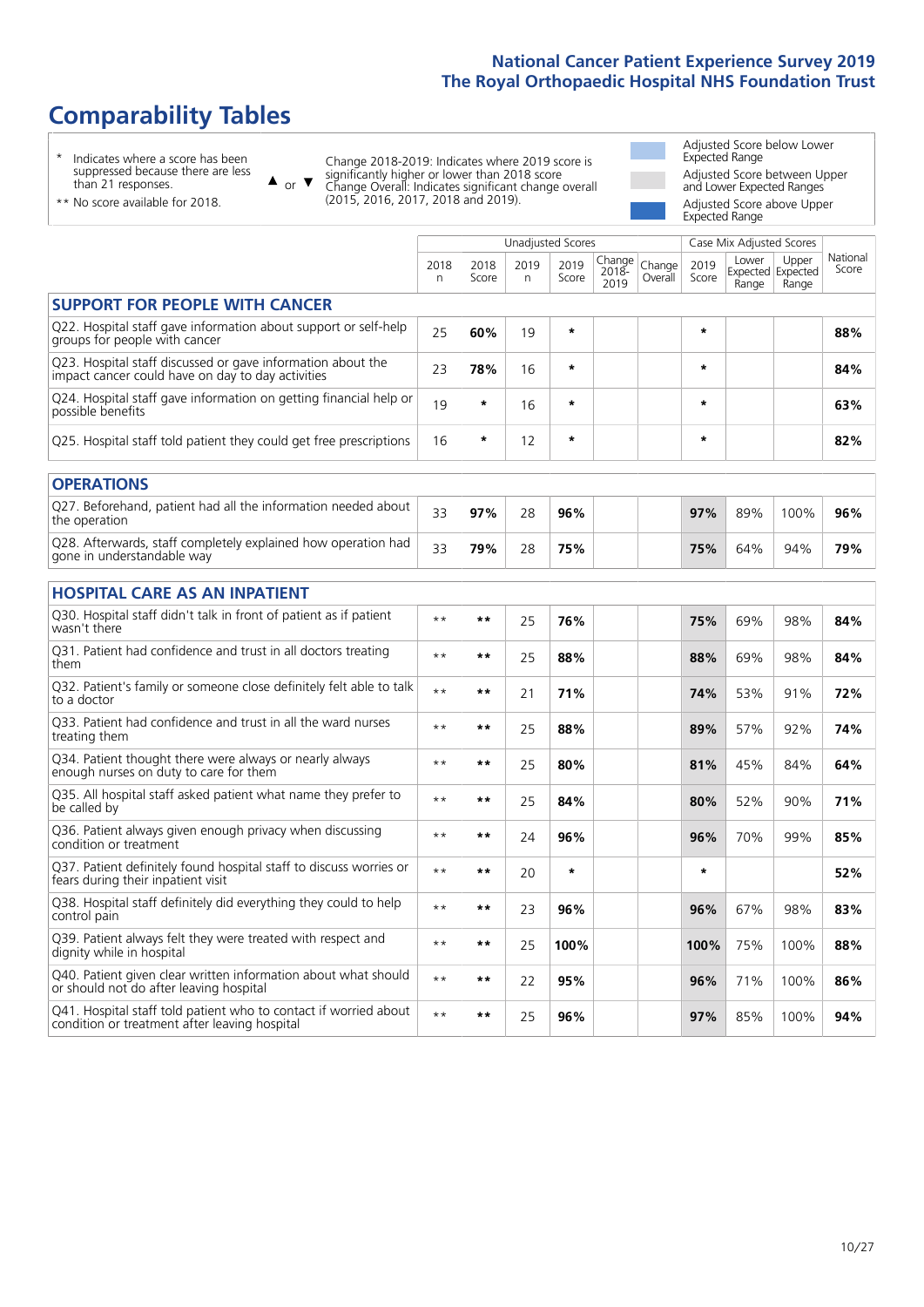# Comparability Tables

\* Indicates where a score has been suppressed because there are less than 21 responses.

** No score available for 2018.

▲ or ▼ Change 2018-2019: Indicates where 2019 score is significantly higher or lower than 2018 score Change Overall: Indicates significant change overall (2015, 2016, 2017, 2018 and 2019).

Adjusted Score below Lower Expected Range

Adjusted Score between Upper and Lower Expected Ranges

Adjusted Score above Upper Expected Range

| | Unadjusted Scores | | | | | | Case Mix Adjusted Scores | | | |
|---|---|---|---|---|---|---|---|---|---|---|
| | 2018 n | 2018 Score | 2019 n | 2019 Score | Change 2018-2019 | Change Overall | 2019 Score | Lower Expected Range | Upper Expected Range | National Score |
| **SUPPORT FOR PEOPLE WITH CANCER** | | | | | | | | | | |
| Q22. Hospital staff gave information about support or self-help groups for people with cancer | 25 | **60%** | 19 | * | | | * | | | **88%** |
| Q23. Hospital staff discussed or gave information about the impact cancer could have on day to day activities | 23 | **78%** | 16 | * | | | * | | | **84%** |
| Q24. Hospital staff gave information on getting financial help or possible benefits | 19 | * | 16 | * | | | * | | | **63%** |
| Q25. Hospital staff told patient they could get free prescriptions | 16 | * | 12 | * | | | * | | | **82%** |
| **OPERATIONS** | | | | | | | | | | |
| Q27. Beforehand, patient had all the information needed about the operation | 33 | **97%** | 28 | **96%** | | | **97%** | 89% | 100% | **96%** |
| Q28. Afterwards, staff completely explained how operation had gone in understandable way | 33 | **79%** | 28 | **75%** | | | **75%** | 64% | 94% | **79%** |
| **HOSPITAL CARE AS AN INPATIENT** | | | | | | | | | | |
| Q30. Hospital staff didn't talk in front of patient as if patient wasn't there | ** | ** | 25 | **76%** | | | **75%** | 69% | 98% | **84%** |
| Q31. Patient had confidence and trust in all doctors treating them | ** | ** | 25 | **88%** | | | **88%** | 69% | 98% | **84%** |
| Q32. Patient's family or someone close definitely felt able to talk to a doctor | ** | ** | 21 | **71%** | | | **74%** | 53% | 91% | **72%** |
| Q33. Patient had confidence and trust in all the ward nurses treating them | ** | ** | 25 | **88%** | | | **89%** | 57% | 92% | **74%** |
| Q34. Patient thought there were always or nearly always enough nurses on duty to care for them | ** | ** | 25 | **80%** | | | **81%** | 45% | 84% | **64%** |
| Q35. All hospital staff asked patient what name they prefer to be called by | ** | ** | 25 | **84%** | | | **80%** | 52% | 90% | **71%** |
| Q36. Patient always given enough privacy when discussing condition or treatment | ** | ** | 24 | **96%** | | | **96%** | 70% | 99% | **85%** |
| Q37. Patient definitely found hospital staff to discuss worries or fears during their inpatient visit | ** | ** | 20 | * | | | * | | | **52%** |
| Q38. Hospital staff definitely did everything they could to help control pain | ** | ** | 23 | **96%** | | | **96%** | 67% | 98% | **83%** |
| Q39. Patient always felt they were treated with respect and dignity while in hospital | ** | ** | 25 | **100%** | | | **100%** | 75% | 100% | **88%** |
| Q40. Patient given clear written information about what should or should not do after leaving hospital | ** | ** | 22 | **95%** | | | **96%** | 71% | 100% | **86%** |
| Q41. Hospital staff told patient who to contact if worried about condition or treatment after leaving hospital | ** | ** | 25 | **96%** | | | **97%** | 85% | 100% | **94%** |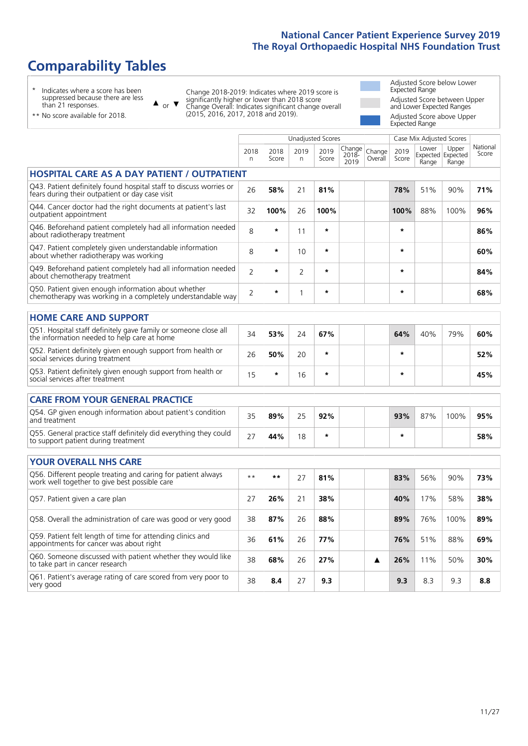# Comparability Tables

\* Indicates where a score has been suppressed because there are less than 21 responses.

\*\* No score available for 2018.

▲ or ▼ Change 2018-2019: Indicates where 2019 score is significantly higher or lower than 2018 score. Change Overall: Indicates significant change overall (2015, 2016, 2017, 2018 and 2019).

Adjusted Score below Lower Expected Range

Adjusted Score between Upper and Lower Expected Ranges

Adjusted Score above Upper Expected Range

| | Unadjusted Scores | | | | | | Case Mix Adjusted Scores | | | National Score |
|---|---|---|---|---|---|---|---|---|---|---|
| | 2018 n | 2018 Score | 2019 n | 2019 Score | Change 2018-2019 | Change Overall | 2019 Score | Lower Expected Range | Upper Expected Range | National Score |
| **HOSPITAL CARE AS A DAY PATIENT / OUTPATIENT** | | | | | | | | | | |
| Q43. Patient definitely found hospital staff to discuss worries or fears during their outpatient or day case visit | 26 | **58%** | 21 | **81%** | | | **78%** | 51% | 90% | **71%** |
| Q44. Cancer doctor had the right documents at patient's last outpatient appointment | 32 | **100%** | 26 | **100%** | | | **100%** | 88% | 100% | **96%** |
| Q46. Beforehand patient completely had all information needed about radiotherapy treatment | 8 | * | 11 | * | | | * | | | **86%** |
| Q47. Patient completely given understandable information about whether radiotherapy was working | 8 | * | 10 | * | | | * | | | **60%** |
| Q49. Beforehand patient completely had all information needed about chemotherapy treatment | 2 | * | 2 | * | | | * | | | **84%** |
| Q50. Patient given enough information about whether chemotherapy was working in a completely understandable way | 2 | * | 1 | * | | | * | | | **68%** |
| **HOME CARE AND SUPPORT** | | | | | | | | | | |
| Q51. Hospital staff definitely gave family or someone close all the information needed to help care at home | 34 | **53%** | 24 | **67%** | | | **64%** | 40% | 79% | **60%** |
| Q52. Patient definitely given enough support from health or social services during treatment | 26 | **50%** | 20 | * | | | * | | | **52%** |
| Q53. Patient definitely given enough support from health or social services after treatment | 15 | * | 16 | * | | | * | | | **45%** |
| **CARE FROM YOUR GENERAL PRACTICE** | | | | | | | | | | |
| Q54. GP given enough information about patient's condition and treatment | 35 | **89%** | 25 | **92%** | | | **93%** | 87% | 100% | **95%** |
| Q55. General practice staff definitely did everything they could to support patient during treatment | 27 | **44%** | 18 | * | | | * | | | **58%** |
| **YOUR OVERALL NHS CARE** | | | | | | | | | | |
| Q56. Different people treating and caring for patient always work well together to give best possible care | ** | ** | 27 | **81%** | | | **83%** | 56% | 90% | **73%** |
| Q57. Patient given a care plan | 27 | **26%** | 21 | **38%** | | | **40%** | 17% | 58% | **38%** |
| Q58. Overall the administration of care was good or very good | 38 | **87%** | 26 | **88%** | | | **89%** | 76% | 100% | **89%** |
| Q59. Patient felt length of time for attending clinics and appointments for cancer was about right | 36 | **61%** | 26 | **77%** | | | **76%** | 51% | 88% | **69%** |
| Q60. Someone discussed with patient whether they would like to take part in cancer research | 38 | **68%** | 26 | **27%** | | ▲ | **26%** | 11% | 50% | **30%** |
| Q61. Patient's average rating of care scored from very poor to very good | 38 | **8.4** | 27 | **9.3** | | | **9.3** | 8.3 | 9.3 | **8.8** |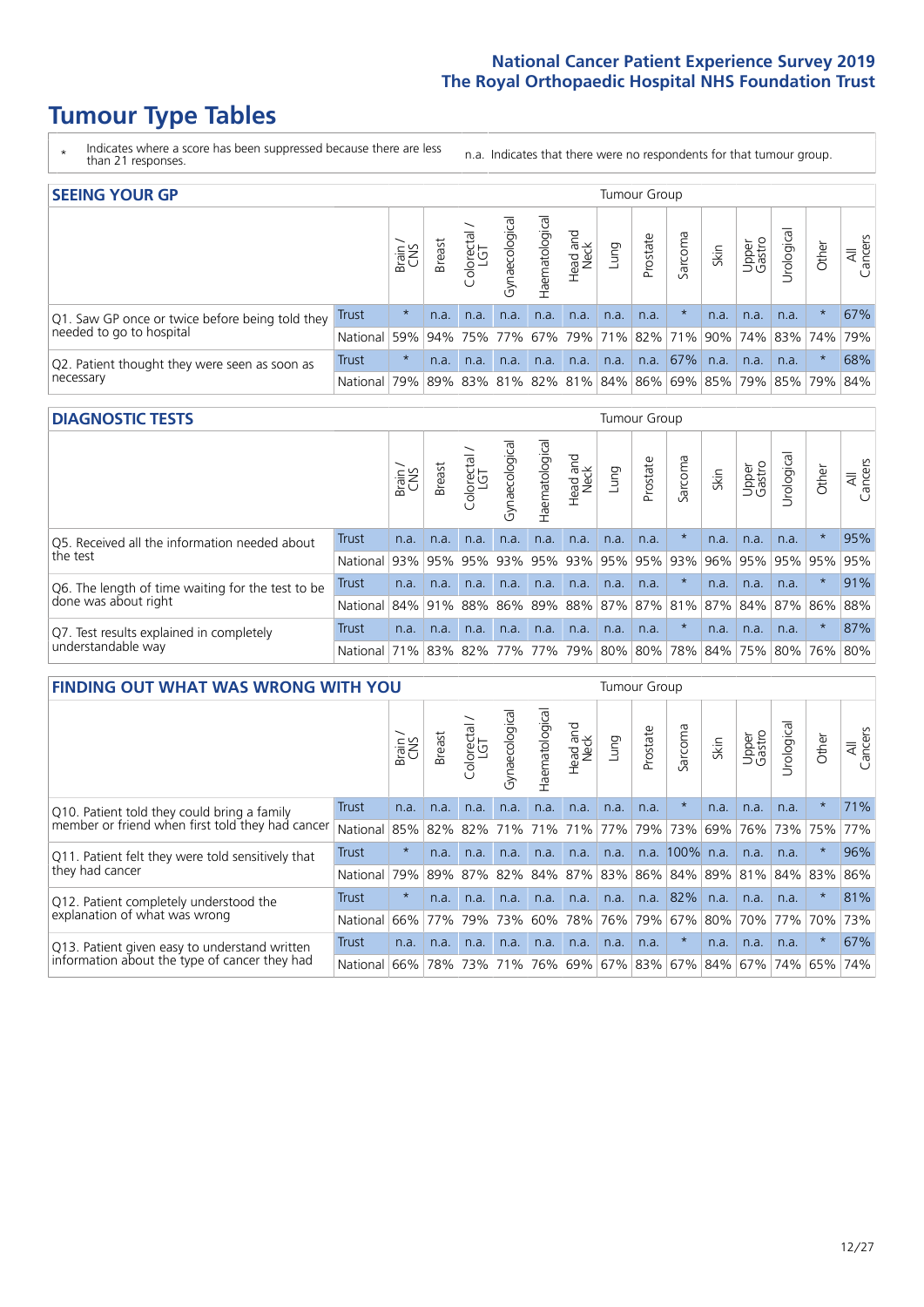## National Cancer Patient Experience Survey 2019
## The Royal Orthopaedic Hospital NHS Foundation Trust

# Tumour Type Tables

\* Indicates where a score has been suppressed because there are less than 21 responses.

n.a. Indicates that there were no respondents for that tumour group.

### SEEING YOUR GP

| | | Brain / CNS | Breast | Colorectal / LGT | Gynaecological | Haematological | Head and Neck | Lung | Prostate | Sarcoma | Skin | Upper Gastro | Urological | Other | All Cancers |
|---|---|---|---|---|---|---|---|---|---|---|---|---|---|---|---|
| Q1. Saw GP once or twice before being told they needed to go to hospital | Trust | * | n.a. | n.a. | n.a. | n.a. | n.a. | n.a. | n.a. | * | n.a. | n.a. | n.a. | * | 67% |
| | National | 59% | 94% | 75% | 77% | 67% | 79% | 71% | 82% | 71% | 90% | 74% | 83% | 74% | 79% |
| Q2. Patient thought they were seen as soon as necessary | Trust | * | n.a. | n.a. | n.a. | n.a. | n.a. | n.a. | n.a. | 67% | n.a. | n.a. | n.a. | * | 68% |
| | National | 79% | 89% | 83% | 81% | 82% | 81% | 84% | 86% | 69% | 85% | 79% | 85% | 79% | 84% |

### DIAGNOSTIC TESTS

| | | Brain / CNS | Breast | Colorectal / LGT | Gynaecological | Haematological | Head and Neck | Lung | Prostate | Sarcoma | Skin | Upper Gastro | Urological | Other | All Cancers |
|---|---|---|---|---|---|---|---|---|---|---|---|---|---|---|---|
| Q5. Received all the information needed about the test | Trust | n.a. | n.a. | n.a. | n.a. | n.a. | n.a. | n.a. | n.a. | * | n.a. | n.a. | n.a. | * | 95% |
| | National | 93% | 95% | 95% | 93% | 95% | 93% | 95% | 95% | 93% | 96% | 95% | 95% | 95% | 95% |
| Q6. The length of time waiting for the test to be done was about right | Trust | n.a. | n.a. | n.a. | n.a. | n.a. | n.a. | n.a. | n.a. | * | n.a. | n.a. | n.a. | * | 91% |
| | National | 84% | 91% | 88% | 86% | 89% | 88% | 87% | 87% | 81% | 87% | 84% | 87% | 86% | 88% |
| Q7. Test results explained in completely understandable way | Trust | n.a. | n.a. | n.a. | n.a. | n.a. | n.a. | n.a. | n.a. | * | n.a. | n.a. | n.a. | * | 87% |
| | National | 71% | 83% | 82% | 77% | 77% | 79% | 80% | 80% | 78% | 84% | 75% | 80% | 76% | 80% |

### FINDING OUT WHAT WAS WRONG WITH YOU

| | | Brain / CNS | Breast | Colorectal / LGT | Gynaecological | Haematological | Head and Neck | Lung | Prostate | Sarcoma | Skin | Upper Gastro | Urological | Other | All Cancers |
|---|---|---|---|---|---|---|---|---|---|---|---|---|---|---|---|
| Q10. Patient told they could bring a family member or friend when first told they had cancer | Trust | n.a. | n.a. | n.a. | n.a. | n.a. | n.a. | n.a. | n.a. | * | n.a. | n.a. | n.a. | * | 71% |
| | National | 85% | 82% | 82% | 71% | 71% | 71% | 77% | 79% | 73% | 69% | 76% | 73% | 75% | 77% |
| Q11. Patient felt they were told sensitively that they had cancer | Trust | * | n.a. | n.a. | n.a. | n.a. | n.a. | n.a. | n.a. | 100% | n.a. | n.a. | n.a. | * | 96% |
| | National | 79% | 89% | 87% | 82% | 84% | 87% | 83% | 86% | 84% | 89% | 81% | 84% | 83% | 86% |
| Q12. Patient completely understood the explanation of what was wrong | Trust | * | n.a. | n.a. | n.a. | n.a. | n.a. | n.a. | n.a. | 82% | n.a. | n.a. | n.a. | * | 81% |
| | National | 66% | 77% | 79% | 73% | 60% | 78% | 76% | 79% | 67% | 80% | 70% | 77% | 70% | 73% |
| Q13. Patient given easy to understand written information about the type of cancer they had | Trust | n.a. | n.a. | n.a. | n.a. | n.a. | n.a. | n.a. | n.a. | * | n.a. | n.a. | n.a. | * | 67% |
| | National | 66% | 78% | 73% | 71% | 76% | 69% | 67% | 83% | 67% | 84% | 67% | 74% | 65% | 74% |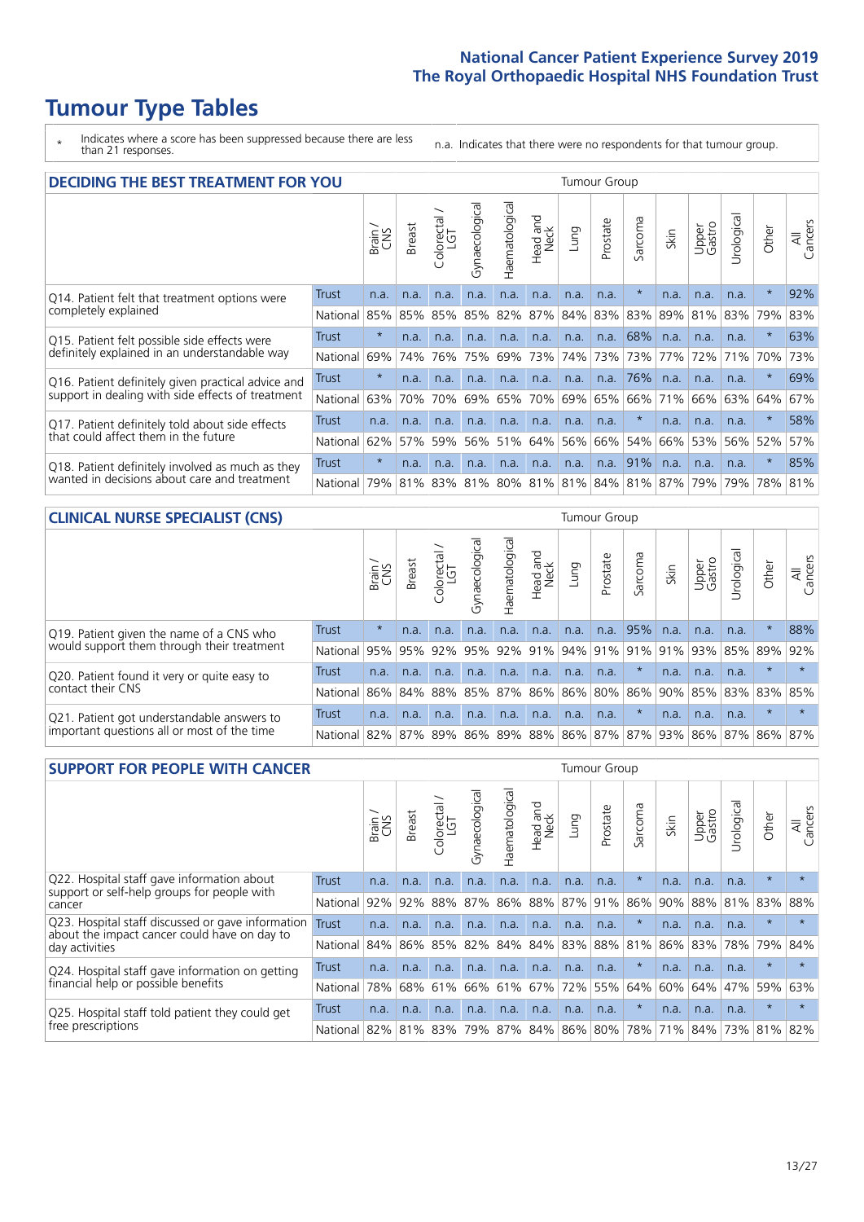# Tumour Type Tables

- \* Indicates where a score has been suppressed because there are less than 21 responses.
- n.a. Indicates that there were no respondents for that tumour group.

## DECIDING THE BEST TREATMENT FOR YOU

| | | Brain / CNS | Breast | Colorectal / LGT | Gynaecological | Haematological | Head and Neck | Lung | Prostate | Sarcoma | Skin | Upper Gastro | Urological | Other | All Cancers |
|---|---|---|---|---|---|---|---|---|---|---|---|---|---|---|---|
| Q14. Patient felt that treatment options were completely explained | Trust | n.a. | n.a. | n.a. | n.a. | n.a. | n.a. | n.a. | n.a. | * | n.a. | n.a. | n.a. | * | 92% |
| | National | 85% | 85% | 85% | 85% | 82% | 87% | 84% | 83% | 83% | 89% | 81% | 83% | 79% | 83% |
| Q15. Patient felt possible side effects were definitely explained in an understandable way | Trust | * | n.a. | n.a. | n.a. | n.a. | n.a. | n.a. | n.a. | 68% | n.a. | n.a. | n.a. | * | 63% |
| | National | 69% | 74% | 76% | 75% | 69% | 73% | 74% | 73% | 73% | 77% | 72% | 71% | 70% | 73% |
| Q16. Patient definitely given practical advice and support in dealing with side effects of treatment | Trust | * | n.a. | n.a. | n.a. | n.a. | n.a. | n.a. | n.a. | 76% | n.a. | n.a. | n.a. | * | 69% |
| | National | 63% | 70% | 70% | 69% | 65% | 70% | 69% | 65% | 66% | 71% | 66% | 63% | 64% | 67% |
| Q17. Patient definitely told about side effects that could affect them in the future | Trust | n.a. | n.a. | n.a. | n.a. | n.a. | n.a. | n.a. | n.a. | * | n.a. | n.a. | n.a. | * | 58% |
| | National | 62% | 57% | 59% | 56% | 51% | 64% | 56% | 66% | 54% | 66% | 53% | 56% | 52% | 57% |
| Q18. Patient definitely involved as much as they wanted in decisions about care and treatment | Trust | * | n.a. | n.a. | n.a. | n.a. | n.a. | n.a. | n.a. | 91% | n.a. | n.a. | n.a. | * | 85% |
| | National | 79% | 81% | 83% | 81% | 80% | 81% | 81% | 84% | 81% | 87% | 79% | 79% | 78% | 81% |

## CLINICAL NURSE SPECIALIST (CNS)

| | | Brain / CNS | Breast | Colorectal / LGT | Gynaecological | Haematological | Head and Neck | Lung | Prostate | Sarcoma | Skin | Upper Gastro | Urological | Other | All Cancers |
|---|---|---|---|---|---|---|---|---|---|---|---|---|---|---|---|
| Q19. Patient given the name of a CNS who would support them through their treatment | Trust | * | n.a. | n.a. | n.a. | n.a. | n.a. | n.a. | n.a. | 95% | n.a. | n.a. | n.a. | * | 88% |
| | National | 95% | 95% | 92% | 95% | 92% | 91% | 94% | 91% | 91% | 91% | 93% | 85% | 89% | 92% |
| Q20. Patient found it very or quite easy to contact their CNS | Trust | n.a. | n.a. | n.a. | n.a. | n.a. | n.a. | n.a. | n.a. | * | n.a. | n.a. | n.a. | * | * |
| | National | 86% | 84% | 88% | 85% | 87% | 86% | 86% | 80% | 86% | 90% | 85% | 83% | 83% | 85% |
| Q21. Patient got understandable answers to important questions all or most of the time | Trust | n.a. | n.a. | n.a. | n.a. | n.a. | n.a. | n.a. | n.a. | * | n.a. | n.a. | n.a. | * | * |
| | National | 82% | 87% | 89% | 86% | 89% | 88% | 86% | 87% | 87% | 93% | 86% | 87% | 86% | 87% |

## SUPPORT FOR PEOPLE WITH CANCER

| | | Brain / CNS | Breast | Colorectal / LGT | Gynaecological | Haematological | Head and Neck | Lung | Prostate | Sarcoma | Skin | Upper Gastro | Urological | Other | All Cancers |
|---|---|---|---|---|---|---|---|---|---|---|---|---|---|---|---|
| Q22. Hospital staff gave information about support or self-help groups for people with cancer | Trust | n.a. | n.a. | n.a. | n.a. | n.a. | n.a. | n.a. | n.a. | * | n.a. | n.a. | n.a. | * | * |
| | National | 92% | 92% | 88% | 87% | 86% | 88% | 87% | 91% | 86% | 90% | 88% | 81% | 83% | 88% |
| Q23. Hospital staff discussed or gave information about the impact cancer could have on day to day activities | Trust | n.a. | n.a. | n.a. | n.a. | n.a. | n.a. | n.a. | n.a. | * | n.a. | n.a. | n.a. | * | * |
| | National | 84% | 86% | 85% | 82% | 84% | 84% | 83% | 88% | 81% | 86% | 83% | 78% | 79% | 84% |
| Q24. Hospital staff gave information on getting financial help or possible benefits | Trust | n.a. | n.a. | n.a. | n.a. | n.a. | n.a. | n.a. | n.a. | * | n.a. | n.a. | n.a. | * | * |
| | National | 78% | 68% | 61% | 66% | 61% | 67% | 72% | 55% | 64% | 60% | 64% | 47% | 59% | 63% |
| Q25. Hospital staff told patient they could get free prescriptions | Trust | n.a. | n.a. | n.a. | n.a. | n.a. | n.a. | n.a. | n.a. | * | n.a. | n.a. | n.a. | * | * |
| | National | 82% | 81% | 83% | 79% | 87% | 84% | 86% | 80% | 78% | 71% | 84% | 73% | 81% | 82% |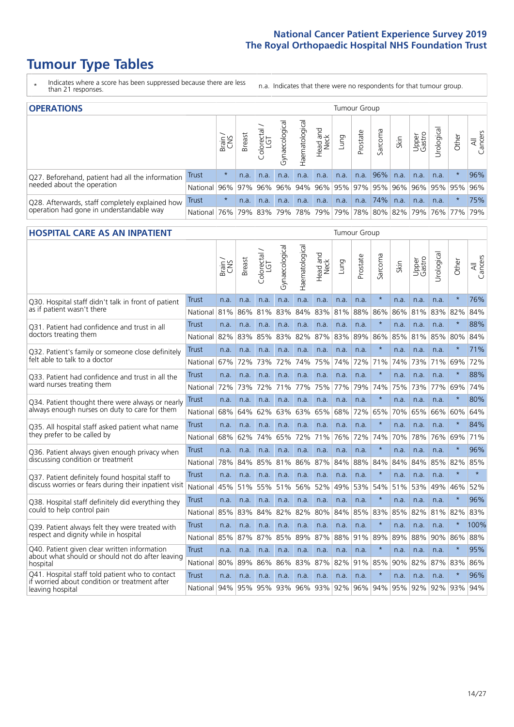# Tumour Type Tables

\* Indicates where a score has been suppressed because there are less than 21 responses.

n.a. Indicates that there were no respondents for that tumour group.

## OPERATIONS

| | | Brain / CNS | Breast | Colorectal / LGT | Gynaecological | Haematological | Head and Neck | Lung | Prostate | Sarcoma | Skin | Upper Gastro | Urological | Other | All Cancers |
|---|---|---|---|---|---|---|---|---|---|---|---|---|---|---|---|
| Q27. Beforehand, patient had all the information needed about the operation | Trust | * | n.a. | n.a. | n.a. | n.a. | n.a. | n.a. | n.a. | 96% | n.a. | n.a. | n.a. | * | 96% |
| | National | 96% | 97% | 96% | 96% | 94% | 96% | 95% | 97% | 95% | 96% | 96% | 95% | 95% | 96% |
| Q28. Afterwards, staff completely explained how operation had gone in understandable way | Trust | * | n.a. | n.a. | n.a. | n.a. | n.a. | n.a. | n.a. | 74% | n.a. | n.a. | n.a. | * | 75% |
| | National | 76% | 79% | 83% | 79% | 78% | 79% | 79% | 78% | 80% | 82% | 79% | 76% | 77% | 79% |

## HOSPITAL CARE AS AN INPATIENT

| | | Brain / CNS | Breast | Colorectal / LGT | Gynaecological | Haematological | Head and Neck | Lung | Prostate | Sarcoma | Skin | Upper Gastro | Urological | Other | All Cancers |
|---|---|---|---|---|---|---|---|---|---|---|---|---|---|---|---|
| Q30. Hospital staff didn't talk in front of patient as if patient wasn't there | Trust | n.a. | n.a. | n.a. | n.a. | n.a. | n.a. | n.a. | n.a. | * | n.a. | n.a. | n.a. | * | 76% |
| | National | 81% | 86% | 81% | 83% | 84% | 83% | 81% | 88% | 86% | 86% | 81% | 83% | 82% | 84% |
| Q31. Patient had confidence and trust in all doctors treating them | Trust | n.a. | n.a. | n.a. | n.a. | n.a. | n.a. | n.a. | n.a. | * | n.a. | n.a. | n.a. | * | 88% |
| | National | 82% | 83% | 85% | 83% | 82% | 87% | 83% | 89% | 86% | 85% | 81% | 85% | 80% | 84% |
| Q32. Patient's family or someone close definitely felt able to talk to a doctor | Trust | n.a. | n.a. | n.a. | n.a. | n.a. | n.a. | n.a. | n.a. | * | n.a. | n.a. | n.a. | * | 71% |
| | National | 67% | 72% | 73% | 72% | 74% | 75% | 74% | 72% | 71% | 74% | 73% | 71% | 69% | 72% |
| Q33. Patient had confidence and trust in all the ward nurses treating them | Trust | n.a. | n.a. | n.a. | n.a. | n.a. | n.a. | n.a. | n.a. | * | n.a. | n.a. | n.a. | * | 88% |
| | National | 72% | 73% | 72% | 71% | 77% | 75% | 77% | 79% | 74% | 75% | 73% | 77% | 69% | 74% |
| Q34. Patient thought there were always or nearly always enough nurses on duty to care for them | Trust | n.a. | n.a. | n.a. | n.a. | n.a. | n.a. | n.a. | n.a. | * | n.a. | n.a. | n.a. | * | 80% |
| | National | 68% | 64% | 62% | 63% | 63% | 65% | 68% | 72% | 65% | 70% | 65% | 66% | 60% | 64% |
| Q35. All hospital staff asked patient what name they prefer to be called by | Trust | n.a. | n.a. | n.a. | n.a. | n.a. | n.a. | n.a. | n.a. | * | n.a. | n.a. | n.a. | * | 84% |
| | National | 68% | 62% | 74% | 65% | 72% | 71% | 76% | 72% | 74% | 70% | 78% | 76% | 69% | 71% |
| Q36. Patient always given enough privacy when discussing condition or treatment | Trust | n.a. | n.a. | n.a. | n.a. | n.a. | n.a. | n.a. | n.a. | * | n.a. | n.a. | n.a. | * | 96% |
| | National | 78% | 84% | 85% | 81% | 86% | 87% | 84% | 88% | 84% | 84% | 84% | 85% | 82% | 85% |
| Q37. Patient definitely found hospital staff to discuss worries or fears during their inpatient visit | Trust | n.a. | n.a. | n.a. | n.a. | n.a. | n.a. | n.a. | n.a. | * | n.a. | n.a. | n.a. | * | * |
| | National | 45% | 51% | 55% | 51% | 56% | 52% | 49% | 53% | 54% | 51% | 53% | 49% | 46% | 52% |
| Q38. Hospital staff definitely did everything they could to help control pain | Trust | n.a. | n.a. | n.a. | n.a. | n.a. | n.a. | n.a. | n.a. | * | n.a. | n.a. | n.a. | * | 96% |
| | National | 85% | 83% | 84% | 82% | 82% | 80% | 84% | 85% | 83% | 85% | 82% | 81% | 82% | 83% |
| Q39. Patient always felt they were treated with respect and dignity while in hospital | Trust | n.a. | n.a. | n.a. | n.a. | n.a. | n.a. | n.a. | n.a. | * | n.a. | n.a. | n.a. | * | 100% |
| | National | 85% | 87% | 87% | 85% | 89% | 87% | 88% | 91% | 89% | 89% | 88% | 90% | 86% | 88% |
| Q40. Patient given clear written information about what should or should not do after leaving hospital | Trust | n.a. | n.a. | n.a. | n.a. | n.a. | n.a. | n.a. | n.a. | * | n.a. | n.a. | n.a. | * | 95% |
| | National | 80% | 89% | 86% | 86% | 83% | 87% | 82% | 91% | 85% | 90% | 82% | 87% | 83% | 86% |
| Q41. Hospital staff told patient who to contact if worried about condition or treatment after leaving hospital | Trust | n.a. | n.a. | n.a. | n.a. | n.a. | n.a. | n.a. | n.a. | * | n.a. | n.a. | n.a. | * | 96% |
| | National | 94% | 95% | 95% | 93% | 96% | 93% | 92% | 96% | 94% | 95% | 92% | 92% | 93% | 94% |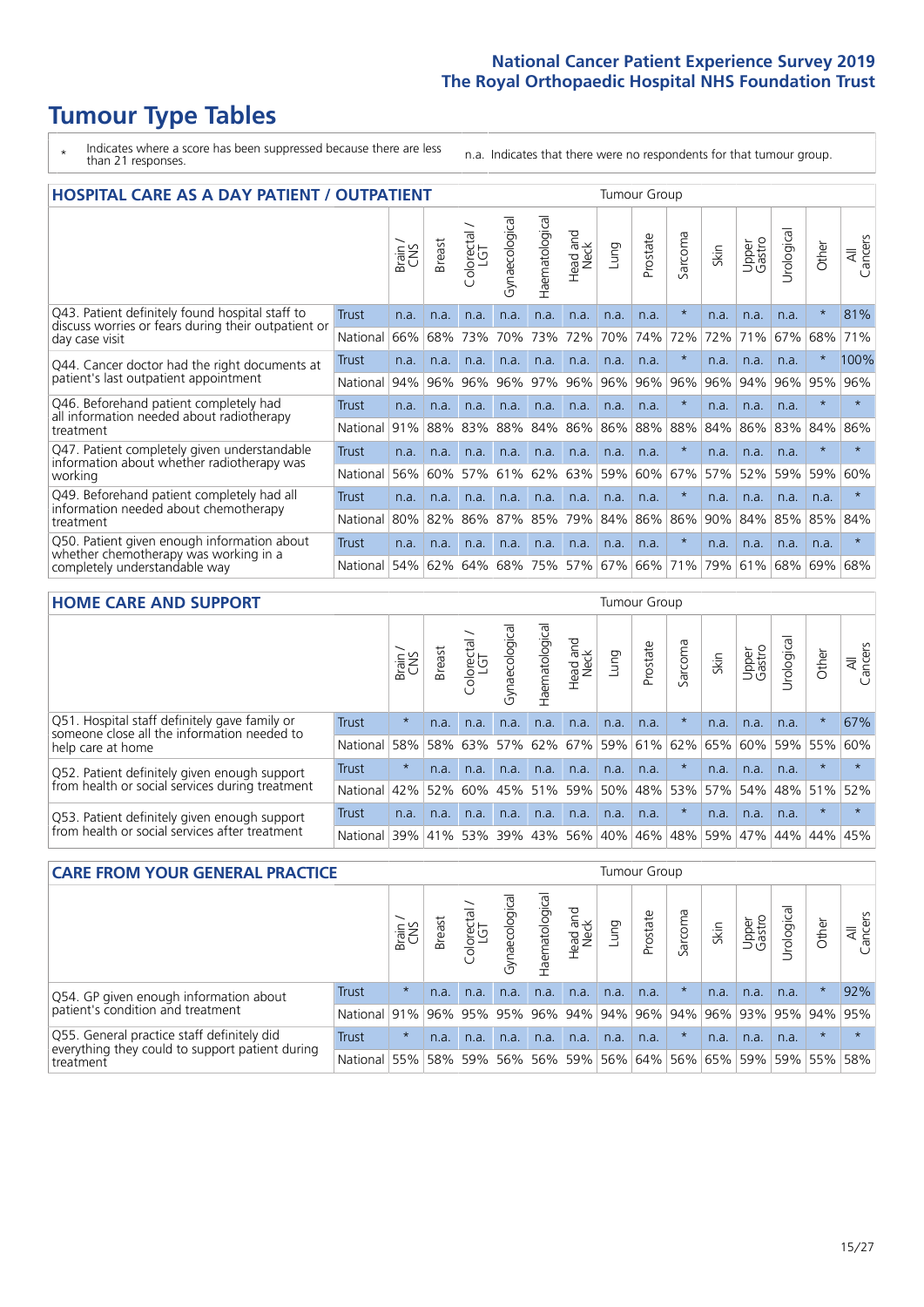# Tumour Type Tables

\* Indicates where a score has been suppressed because there are less than 21 responses.

n.a. Indicates that there were no respondents for that tumour group.

## HOSPITAL CARE AS A DAY PATIENT / OUTPATIENT

| | | Brain / CNS | Breast | Colorectal / LGT | Gynaecological | Haematological | Head and Neck | Lung | Prostate | Sarcoma | Skin | Upper Gastro | Urological | Other | All Cancers |
|---|---|---|---|---|---|---|---|---|---|---|---|---|---|---|---|
| Q43. Patient definitely found hospital staff to discuss worries or fears during their outpatient or day case visit | Trust | n.a. | n.a. | n.a. | n.a. | n.a. | n.a. | n.a. | n.a. | * | n.a. | n.a. | n.a. | * | 81% |
| | National | 66% | 68% | 73% | 70% | 73% | 72% | 70% | 74% | 72% | 72% | 71% | 67% | 68% | 71% |
| Q44. Cancer doctor had the right documents at patient's last outpatient appointment | Trust | n.a. | n.a. | n.a. | n.a. | n.a. | n.a. | n.a. | n.a. | * | n.a. | n.a. | n.a. | * | 100% |
| | National | 94% | 96% | 96% | 96% | 97% | 96% | 96% | 96% | 96% | 96% | 94% | 96% | 95% | 96% |
| Q46. Beforehand patient completely had all information needed about radiotherapy treatment | Trust | n.a. | n.a. | n.a. | n.a. | n.a. | n.a. | n.a. | n.a. | * | n.a. | n.a. | n.a. | * | * |
| | National | 91% | 88% | 83% | 88% | 84% | 86% | 86% | 88% | 88% | 84% | 86% | 83% | 84% | 86% |
| Q47. Patient completely given understandable information about whether radiotherapy was working | Trust | n.a. | n.a. | n.a. | n.a. | n.a. | n.a. | n.a. | n.a. | * | n.a. | n.a. | n.a. | * | * |
| | National | 56% | 60% | 57% | 61% | 62% | 63% | 59% | 60% | 67% | 57% | 52% | 59% | 59% | 60% |
| Q49. Beforehand patient completely had all information needed about chemotherapy treatment | Trust | n.a. | n.a. | n.a. | n.a. | n.a. | n.a. | n.a. | n.a. | * | n.a. | n.a. | n.a. | n.a. | * |
| | National | 80% | 82% | 86% | 87% | 85% | 79% | 84% | 86% | 86% | 90% | 84% | 85% | 85% | 84% |
| Q50. Patient given enough information about whether chemotherapy was working in a completely understandable way | Trust | n.a. | n.a. | n.a. | n.a. | n.a. | n.a. | n.a. | n.a. | * | n.a. | n.a. | n.a. | n.a. | * |
| | National | 54% | 62% | 64% | 68% | 75% | 57% | 67% | 66% | 71% | 79% | 61% | 68% | 69% | 68% |

## HOME CARE AND SUPPORT

| | | Brain / CNS | Breast | Colorectal / LGT | Gynaecological | Haematological | Head and Neck | Lung | Prostate | Sarcoma | Skin | Upper Gastro | Urological | Other | All Cancers |
|---|---|---|---|---|---|---|---|---|---|---|---|---|---|---|---|
| Q51. Hospital staff definitely gave family or someone close all the information needed to help care at home | Trust | * | n.a. | n.a. | n.a. | n.a. | n.a. | n.a. | n.a. | * | n.a. | n.a. | n.a. | * | 67% |
| | National | 58% | 58% | 63% | 57% | 62% | 67% | 59% | 61% | 62% | 65% | 60% | 59% | 55% | 60% |
| Q52. Patient definitely given enough support from health or social services during treatment | Trust | * | n.a. | n.a. | n.a. | n.a. | n.a. | n.a. | n.a. | * | n.a. | n.a. | n.a. | * | * |
| | National | 42% | 52% | 60% | 45% | 51% | 59% | 50% | 48% | 53% | 57% | 54% | 48% | 51% | 52% |
| Q53. Patient definitely given enough support from health or social services after treatment | Trust | n.a. | n.a. | n.a. | n.a. | n.a. | n.a. | n.a. | n.a. | * | n.a. | n.a. | n.a. | * | * |
| | National | 39% | 41% | 53% | 39% | 43% | 56% | 40% | 46% | 48% | 59% | 47% | 44% | 44% | 45% |

## CARE FROM YOUR GENERAL PRACTICE

| | | Brain / CNS | Breast | Colorectal / LGT | Gynaecological | Haematological | Head and Neck | Lung | Prostate | Sarcoma | Skin | Upper Gastro | Urological | Other | All Cancers |
|---|---|---|---|---|---|---|---|---|---|---|---|---|---|---|---|
| Q54. GP given enough information about patient's condition and treatment | Trust | * | n.a. | n.a. | n.a. | n.a. | n.a. | n.a. | n.a. | * | n.a. | n.a. | n.a. | * | 92% |
| | National | 91% | 96% | 95% | 95% | 96% | 94% | 94% | 96% | 94% | 96% | 93% | 95% | 94% | 95% |
| Q55. General practice staff definitely did everything they could to support patient during treatment | Trust | * | n.a. | n.a. | n.a. | n.a. | n.a. | n.a. | n.a. | * | n.a. | n.a. | n.a. | * | * |
| | National | 55% | 58% | 59% | 56% | 56% | 59% | 56% | 64% | 56% | 65% | 59% | 59% | 55% | 58% |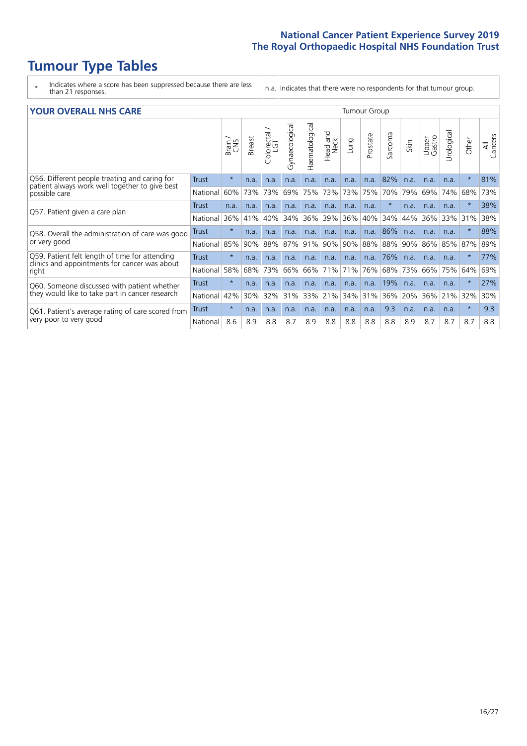# Tumour Type Tables

\* Indicates where a score has been suppressed because there are less than 21 responses.

n.a. Indicates that there were no respondents for that tumour group.

| YOUR OVERALL NHS CARE | | Tumour Group | | | | | | | | | | | | | | |
|---|---|---|---|---|---|---|---|---|---|---|---|---|---|---|---|---|
| | | Brain / CNS | Breast | Colorectal / LGT | Gynaecological | Haematological | Head and Neck | Lung | Prostate | Sarcoma | Skin | Upper Gastro | Urological | Other | All Cancers |
| Q56. Different people treating and caring for patient always work well together to give best possible care | Trust | * | n.a. | n.a. | n.a. | n.a. | n.a. | n.a. | n.a. | 82% | n.a. | n.a. | n.a. | * | 81% |
| | National | 60% | 73% | 73% | 69% | 75% | 73% | 73% | 75% | 70% | 79% | 69% | 74% | 68% | 73% |
| Q57. Patient given a care plan | Trust | n.a. | n.a. | n.a. | n.a. | n.a. | n.a. | n.a. | n.a. | * | n.a. | n.a. | n.a. | * | 38% |
| | National | 36% | 41% | 40% | 34% | 36% | 39% | 36% | 40% | 34% | 44% | 36% | 33% | 31% | 38% |
| Q58. Overall the administration of care was good or very good | Trust | * | n.a. | n.a. | n.a. | n.a. | n.a. | n.a. | n.a. | 86% | n.a. | n.a. | n.a. | * | 88% |
| | National | 85% | 90% | 88% | 87% | 91% | 90% | 90% | 88% | 88% | 90% | 86% | 85% | 87% | 89% |
| Q59. Patient felt length of time for attending clinics and appointments for cancer was about right | Trust | * | n.a. | n.a. | n.a. | n.a. | n.a. | n.a. | n.a. | 76% | n.a. | n.a. | n.a. | * | 77% |
| | National | 58% | 68% | 73% | 66% | 66% | 71% | 71% | 76% | 68% | 73% | 66% | 75% | 64% | 69% |
| Q60. Someone discussed with patient whether they would like to take part in cancer research | Trust | * | n.a. | n.a. | n.a. | n.a. | n.a. | n.a. | n.a. | 19% | n.a. | n.a. | n.a. | * | 27% |
| | National | 42% | 30% | 32% | 31% | 33% | 21% | 34% | 31% | 36% | 20% | 36% | 21% | 32% | 30% |
| Q61. Patient's average rating of care scored from very poor to very good | Trust | * | n.a. | n.a. | n.a. | n.a. | n.a. | n.a. | n.a. | 9.3 | n.a. | n.a. | n.a. | * | 9.3 |
| | National | 8.6 | 8.9 | 8.8 | 8.7 | 8.9 | 8.8 | 8.8 | 8.8 | 8.8 | 8.9 | 8.7 | 8.7 | 8.7 | 8.8 |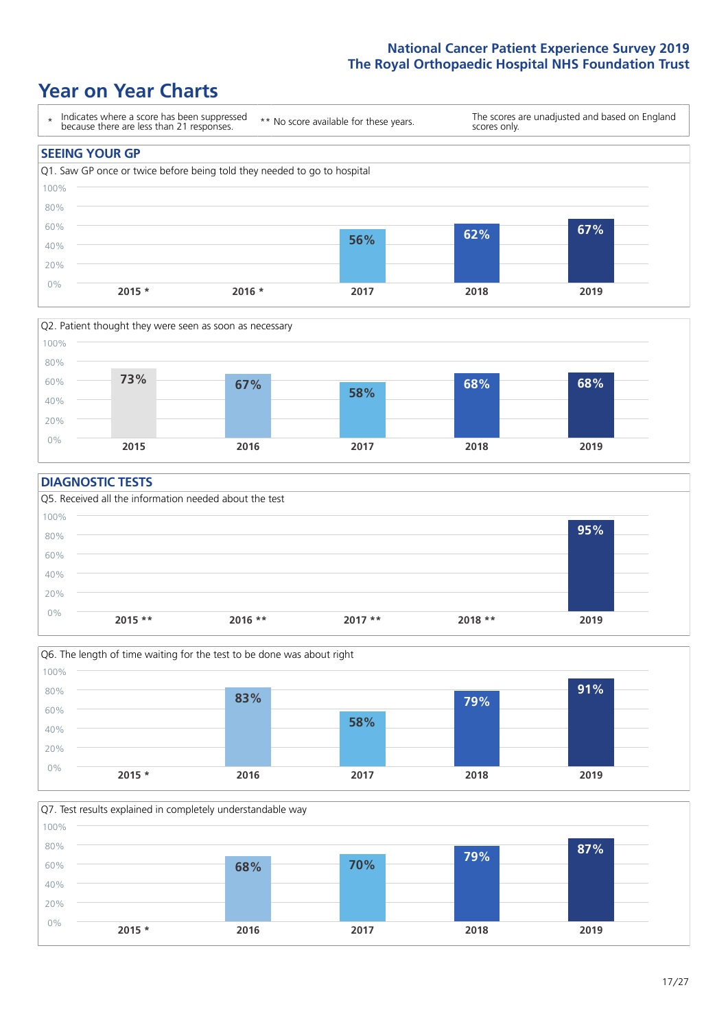# Year on Year Charts

\* Indicates where a score has been suppressed because there are less than 21 responses.

** No score available for these years.

The scores are unadjusted and based on England scores only.

## SEEING YOUR GP

Q1. Saw GP once or twice before being told they needed to go to hospital

| 2015 * | 2016 * | 2017 | 2018 | 2019 |
|---|---|---|---|---|
| | | 56% | 62% | 67% |

Q2. Patient thought they were seen as soon as necessary

| 2015 | 2016 | 2017 | 2018 | 2019 |
|---|---|---|---|---|
| 73% | 67% | 58% | 68% | 68% |

## DIAGNOSTIC TESTS

Q5. Received all the information needed about the test

| 2015 ** | 2016 ** | 2017 ** | 2018 ** | 2019 |
|---|---|---|---|---|
| | | | | 95% |

Q6. The length of time waiting for the test to be done was about right

| 2015 * | 2016 | 2017 | 2018 | 2019 |
|---|---|---|---|---|
| | 83% | 58% | 79% | 91% |

Q7. Test results explained in completely understandable way

| 2015 * | 2016 | 2017 | 2018 | 2019 |
|---|---|---|---|---|
| | 68% | 70% | 79% | 87% |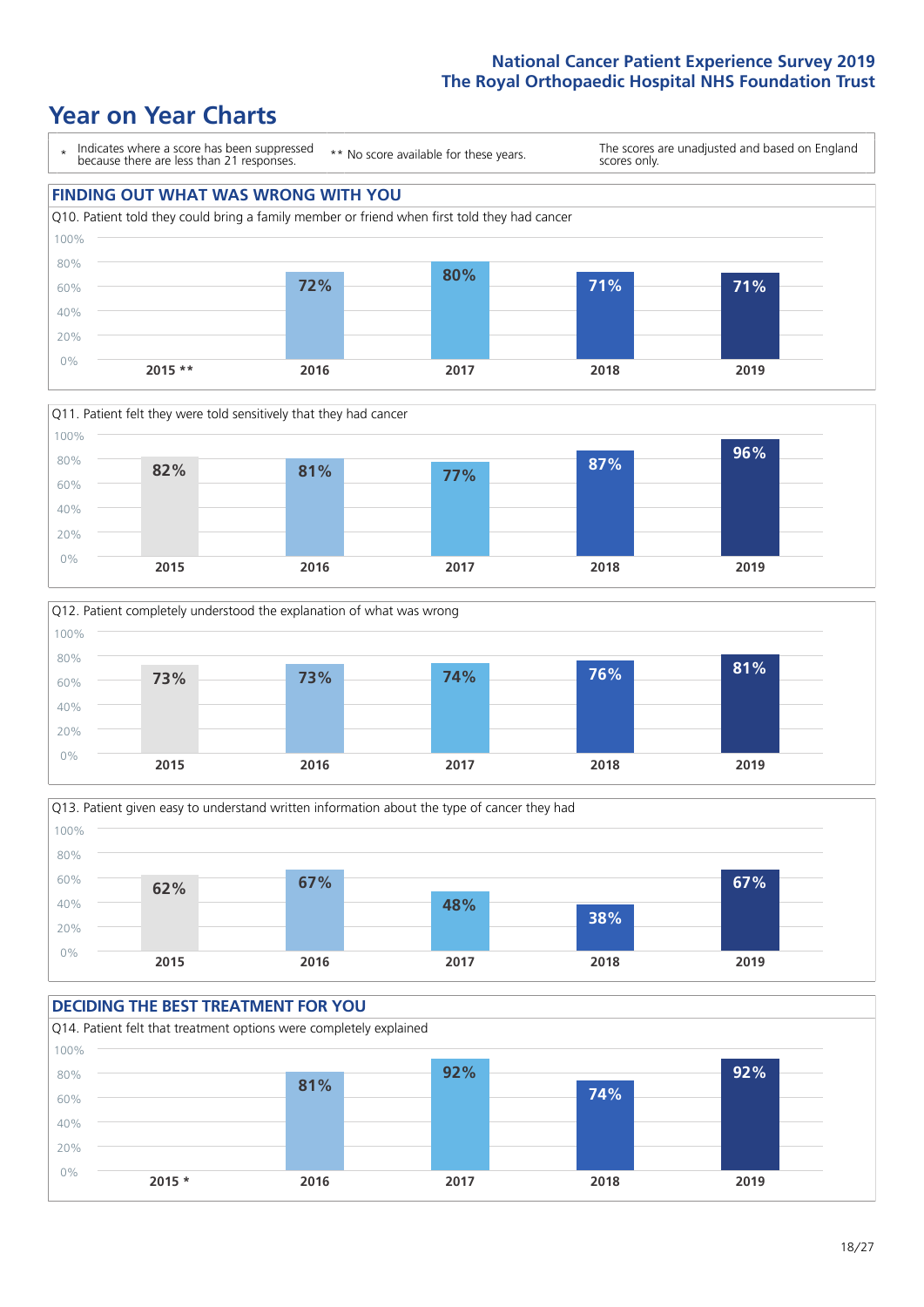# Year on Year Charts

| * | Indicates where a score has been suppressed because there are less than 21 responses. | ** No score available for these years. | The scores are unadjusted and based on England scores only. |
|---|---|---|---|

## FINDING OUT WHAT WAS WRONG WITH YOU

Q10. Patient told they could bring a family member or friend when first told they had cancer

| 2015 ** | 2016 | 2017 | 2018 | 2019 |
|---|---|---|---|---|
| | 72% | 80% | 71% | 71% |

Q11. Patient felt they were told sensitively that they had cancer

| 2015 | 2016 | 2017 | 2018 | 2019 |
|---|---|---|---|---|
| 82% | 81% | 77% | 87% | 96% |

Q12. Patient completely understood the explanation of what was wrong

| 2015 | 2016 | 2017 | 2018 | 2019 |
|---|---|---|---|---|
| 73% | 73% | 74% | 76% | 81% |

Q13. Patient given easy to understand written information about the type of cancer they had

| 2015 | 2016 | 2017 | 2018 | 2019 |
|---|---|---|---|---|
| 62% | 67% | 48% | 38% | 67% |

## DECIDING THE BEST TREATMENT FOR YOU

Q14. Patient felt that treatment options were completely explained

| 2015 * | 2016 | 2017 | 2018 | 2019 |
|---|---|---|---|---|
| | 81% | 92% | 74% | 92% |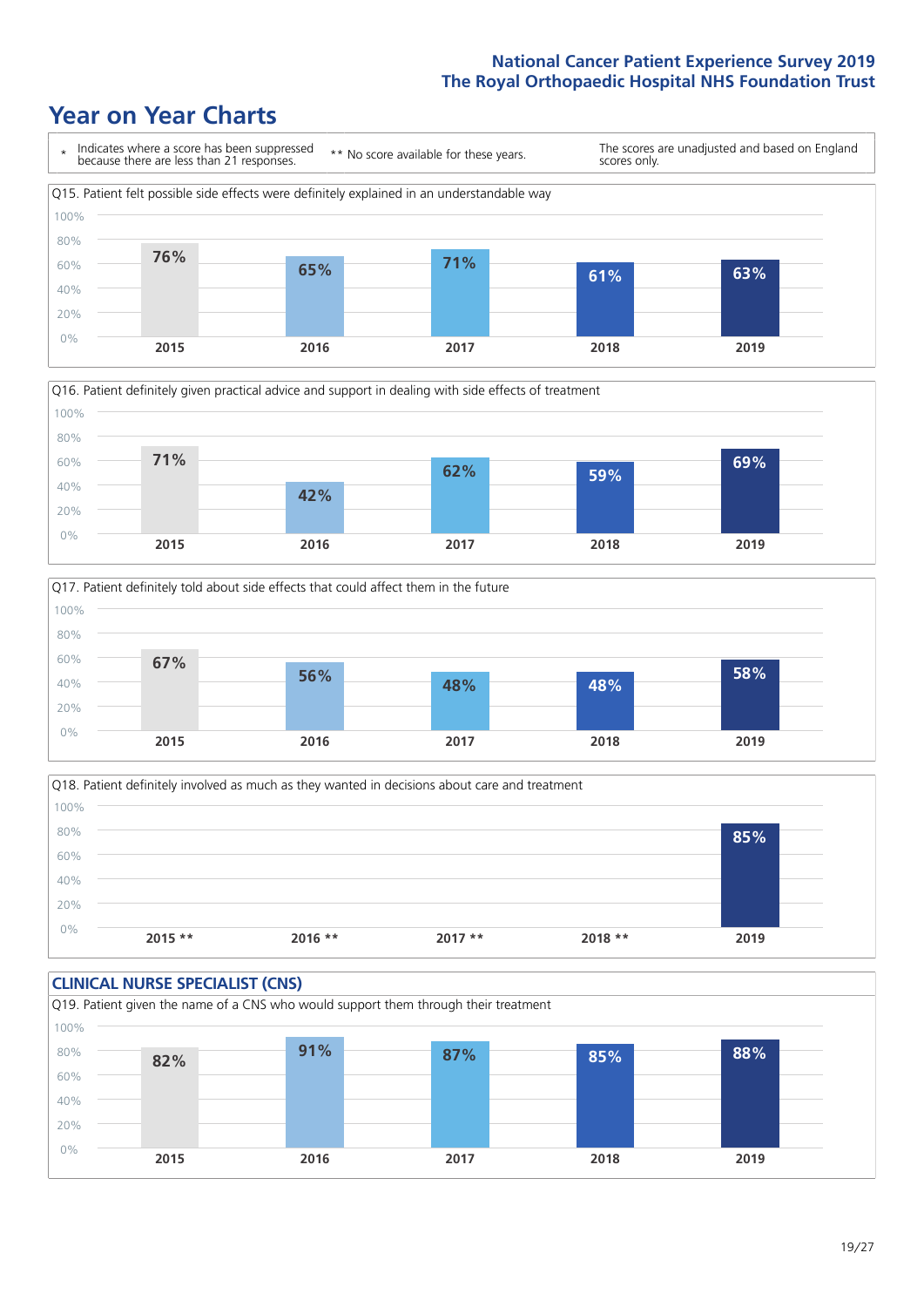# Year on Year Charts

\* Indicates where a score has been suppressed because there are less than 21 responses.

\*\* No score available for these years.

The scores are unadjusted and based on England scores only.

Q15. Patient felt possible side effects were definitely explained in an understandable way

| 2015 | 2016 | 2017 | 2018 | 2019 |
|---|---|---|---|---|
| 76% | 65% | 71% | 61% | 63% |

Q16. Patient definitely given practical advice and support in dealing with side effects of treatment

| 2015 | 2016 | 2017 | 2018 | 2019 |
|---|---|---|---|---|
| 71% | 42% | 62% | 59% | 69% |

Q17. Patient definitely told about side effects that could affect them in the future

| 2015 | 2016 | 2017 | 2018 | 2019 |
|---|---|---|---|---|
| 67% | 56% | 48% | 48% | 58% |

Q18. Patient definitely involved as much as they wanted in decisions about care and treatment

| 2015 ** | 2016 ** | 2017 ** | 2018 ** | 2019 |
|---|---|---|---|---|
| | | | | 85% |

## CLINICAL NURSE SPECIALIST (CNS)

Q19. Patient given the name of a CNS who would support them through their treatment

| 2015 | 2016 | 2017 | 2018 | 2019 |
|---|---|---|---|---|
| 82% | 91% | 87% | 85% | 88% |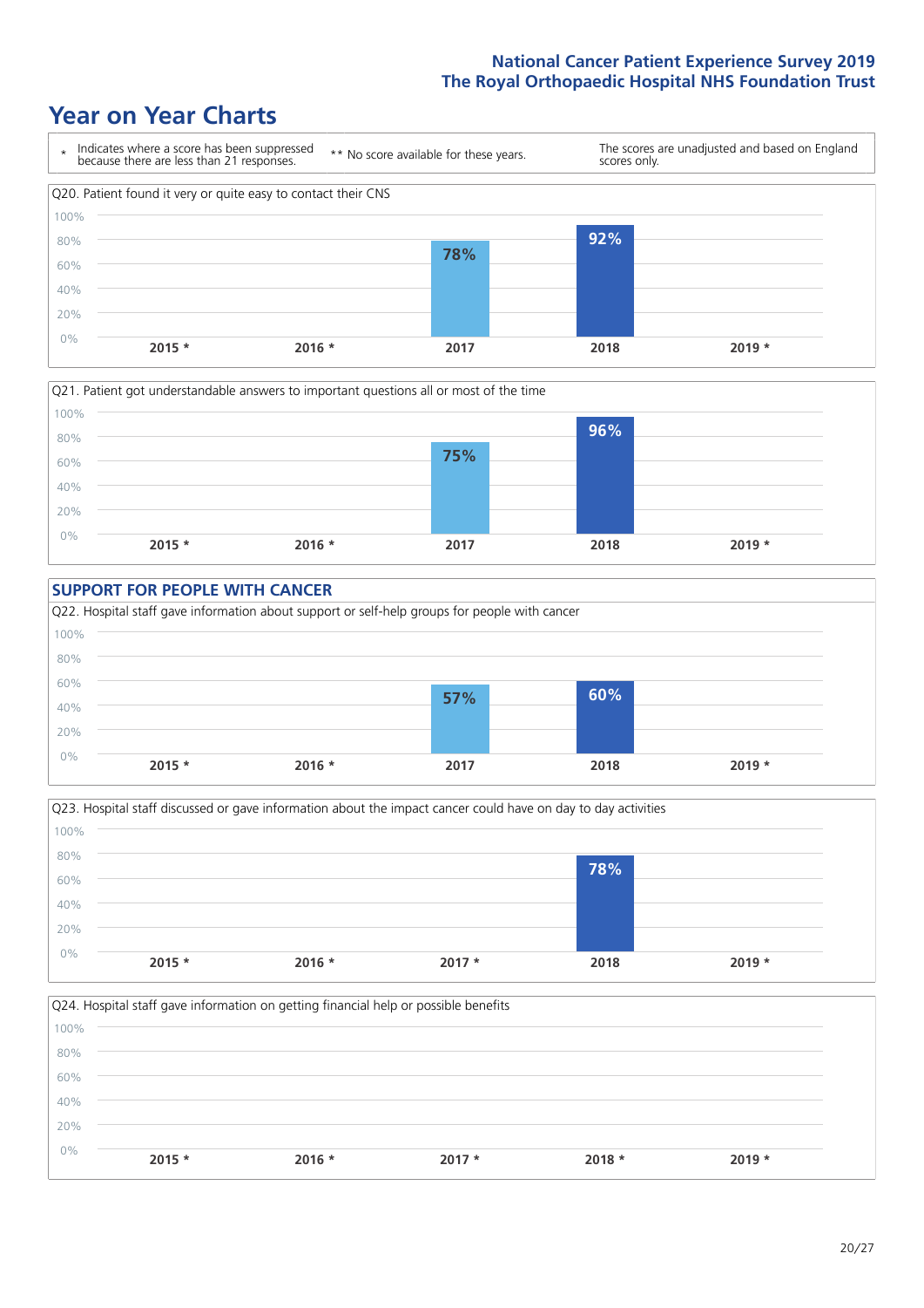# Year on Year Charts

\* Indicates where a score has been suppressed because there are less than 21 responses.

** No score available for these years.

The scores are unadjusted and based on England scores only.

Q20. Patient found it very or quite easy to contact their CNS

| 2015 * | 2016 * | 2017 | 2018 | 2019 * |
|---|---|---|---|---|
| | | 78% | 92% | |

Q21. Patient got understandable answers to important questions all or most of the time

| 2015 * | 2016 * | 2017 | 2018 | 2019 * |
|---|---|---|---|---|
| | | 75% | 96% | |

## SUPPORT FOR PEOPLE WITH CANCER

Q22. Hospital staff gave information about support or self-help groups for people with cancer

| 2015 * | 2016 * | 2017 | 2018 | 2019 * |
|---|---|---|---|---|
| | | 57% | 60% | |

Q23. Hospital staff discussed or gave information about the impact cancer could have on day to day activities

| 2015 * | 2016 * | 2017 * | 2018 | 2019 * |
|---|---|---|---|---|
| | | | 78% | |

Q24. Hospital staff gave information on getting financial help or possible benefits

| 2015 * | 2016 * | 2017 * | 2018 * | 2019 * |
|---|---|---|---|---|
| | | | | |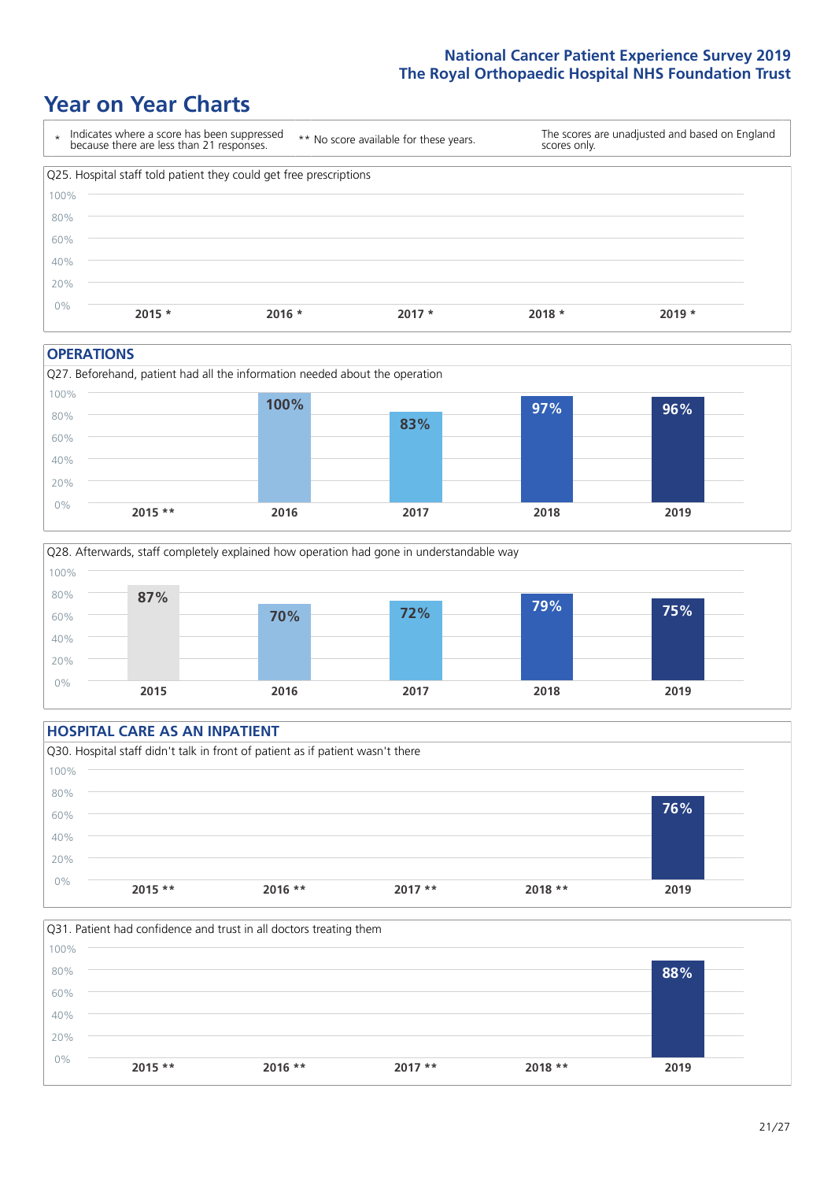# Year on Year Charts

\* Indicates where a score has been suppressed because there are less than 21 responses.

** No score available for these years.

The scores are unadjusted and based on England scores only.

Q25. Hospital staff told patient they could get free prescriptions

| 2015 * | 2016 * | 2017 * | 2018 * | 2019 * |
|---|---|---|---|---|
| | | | | |

## OPERATIONS

Q27. Beforehand, patient had all the information needed about the operation

| 2015 ** | 2016 | 2017 | 2018 | 2019 |
|---|---|---|---|---|
| | 100% | 83% | 97% | 96% |

Q28. Afterwards, staff completely explained how operation had gone in understandable way

| 2015 | 2016 | 2017 | 2018 | 2019 |
|---|---|---|---|---|
| 87% | 70% | 72% | 79% | 75% |

## HOSPITAL CARE AS AN INPATIENT

Q30. Hospital staff didn't talk in front of patient as if patient wasn't there

| 2015 ** | 2016 ** | 2017 ** | 2018 ** | 2019 |
|---|---|---|---|---|
| | | | | 76% |

Q31. Patient had confidence and trust in all doctors treating them

| 2015 ** | 2016 ** | 2017 ** | 2018 ** | 2019 |
|---|---|---|---|---|
| | | | | 88% |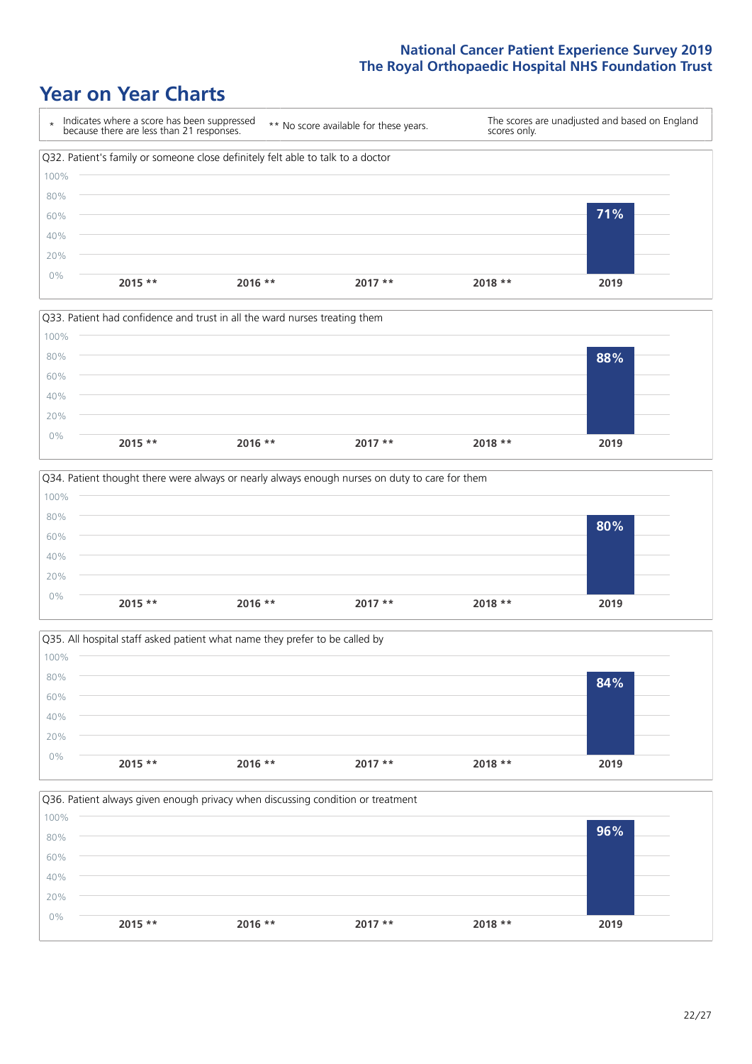# Year on Year Charts

| * Indicates where a score has been suppressed because there are less than 21 responses. | ** No score available for these years. | The scores are unadjusted and based on England scores only. |
|---|---|---|

Q32. Patient's family or someone close definitely felt able to talk to a doctor

| 2015 ** | 2016 ** | 2017 ** | 2018 ** | 2019 |
|---|---|---|---|---|
| | | | | 71% |

Q33. Patient had confidence and trust in all the ward nurses treating them

| 2015 ** | 2016 ** | 2017 ** | 2018 ** | 2019 |
|---|---|---|---|---|
| | | | | 88% |

Q34. Patient thought there were always or nearly always enough nurses on duty to care for them

| 2015 ** | 2016 ** | 2017 ** | 2018 ** | 2019 |
|---|---|---|---|---|
| | | | | 80% |

Q35. All hospital staff asked patient what name they prefer to be called by

| 2015 ** | 2016 ** | 2017 ** | 2018 ** | 2019 |
|---|---|---|---|---|
| | | | | 84% |

Q36. Patient always given enough privacy when discussing condition or treatment

| 2015 ** | 2016 ** | 2017 ** | 2018 ** | 2019 |
|---|---|---|---|---|
| | | | | 96% |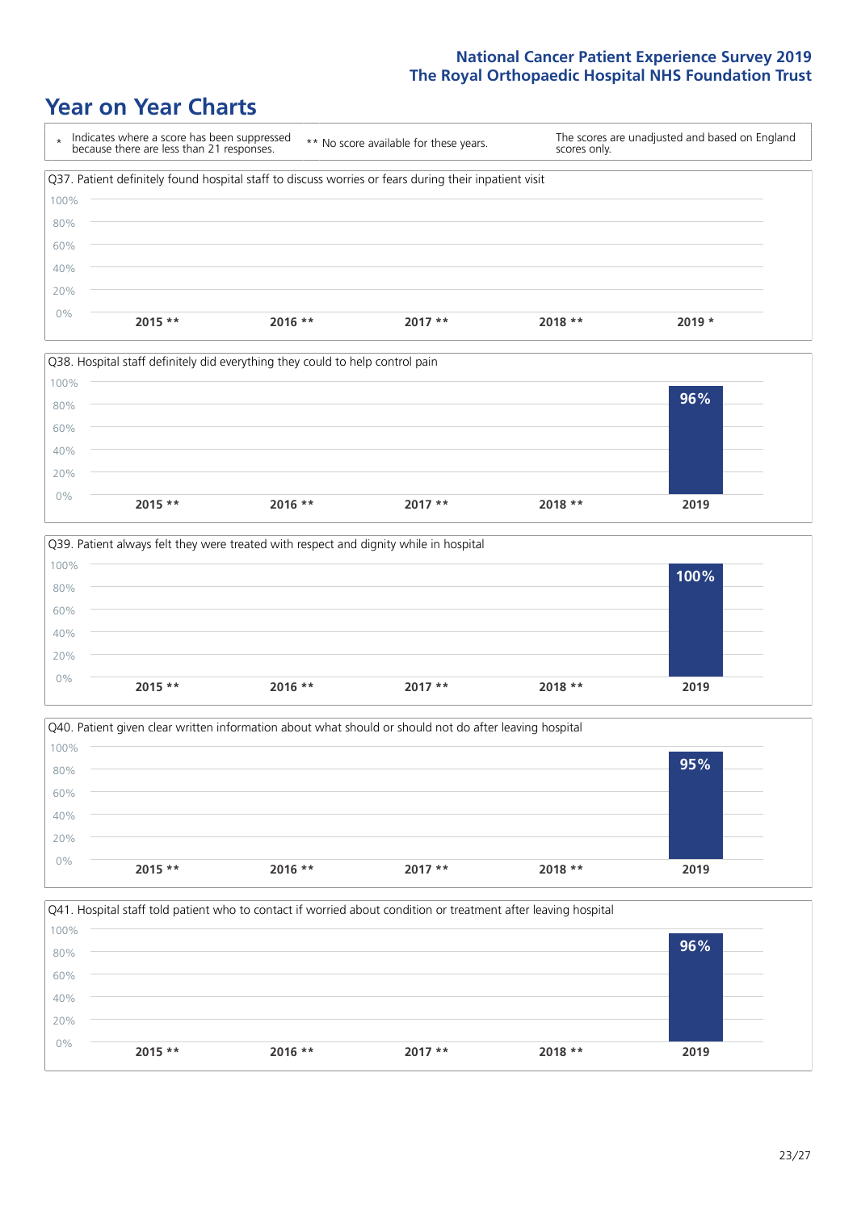# Year on Year Charts

\* Indicates where a score has been suppressed because there are less than 21 responses. ** No score available for these years. The scores are unadjusted and based on England scores only.

Q37. Patient definitely found hospital staff to discuss worries or fears during their inpatient visit

| 2015 ** | 2016 ** | 2017 ** | 2018 ** | 2019 * |
|---|---|---|---|---|
| | | | | |

Q38. Hospital staff definitely did everything they could to help control pain

| 2015 ** | 2016 ** | 2017 ** | 2018 ** | 2019 |
|---|---|---|---|---|
| | | | | 96% |

Q39. Patient always felt they were treated with respect and dignity while in hospital

| 2015 ** | 2016 ** | 2017 ** | 2018 ** | 2019 |
|---|---|---|---|---|
| | | | | 100% |

Q40. Patient given clear written information about what should or should not do after leaving hospital

| 2015 ** | 2016 ** | 2017 ** | 2018 ** | 2019 |
|---|---|---|---|---|
| | | | | 95% |

Q41. Hospital staff told patient who to contact if worried about condition or treatment after leaving hospital

| 2015 ** | 2016 ** | 2017 ** | 2018 ** | 2019 |
|---|---|---|---|---|
| | | | | 96% |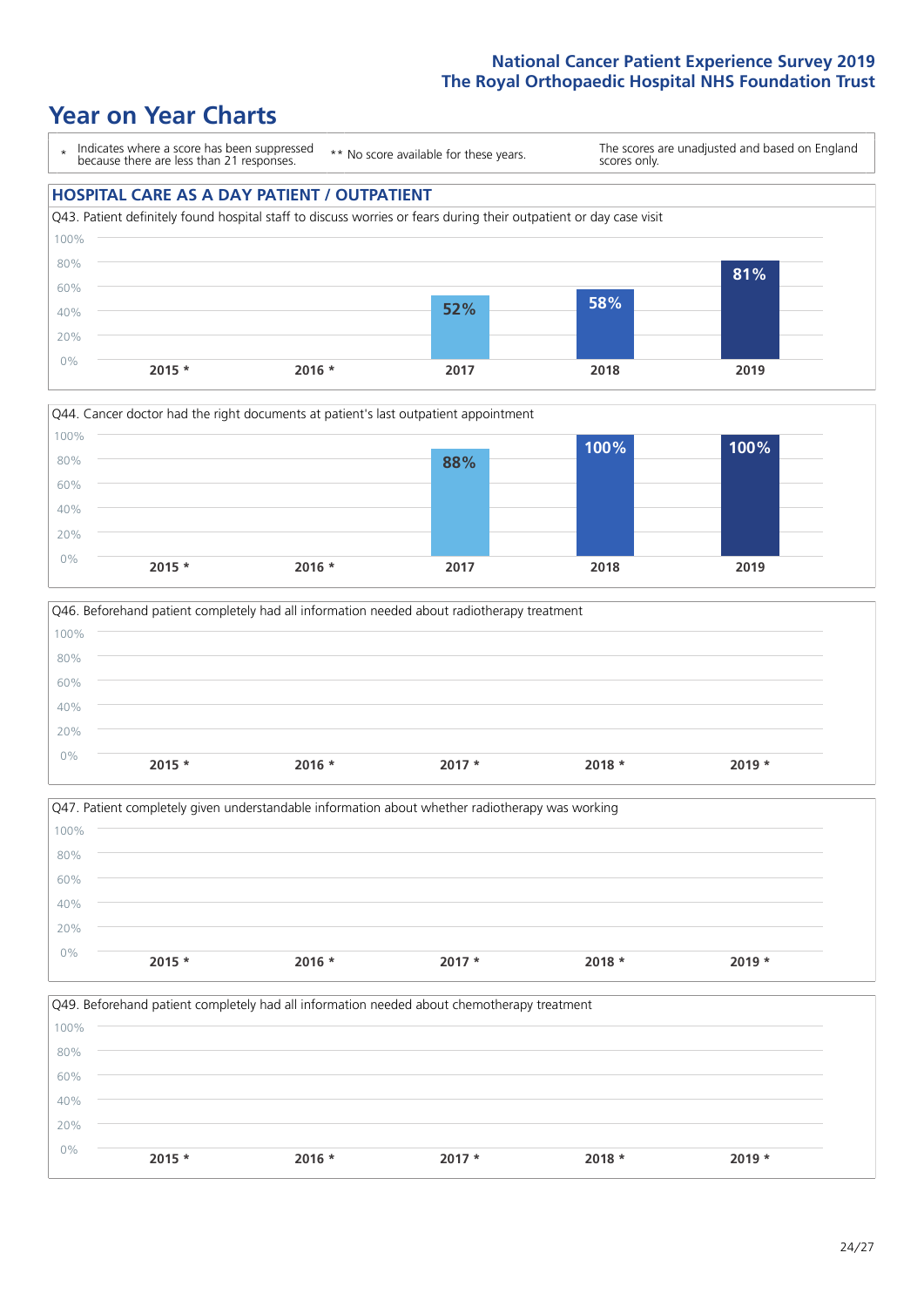# Year on Year Charts

\* Indicates where a score has been suppressed because there are less than 21 responses.

** No score available for these years.

The scores are unadjusted and based on England scores only.

## HOSPITAL CARE AS A DAY PATIENT / OUTPATIENT

Q43. Patient definitely found hospital staff to discuss worries or fears during their outpatient or day case visit

| 2015 * | 2016 * | 2017 | 2018 | 2019 |
|---|---|---|---|---|
| | | 52% | 58% | 81% |

Q44. Cancer doctor had the right documents at patient's last outpatient appointment

| 2015 * | 2016 * | 2017 | 2018 | 2019 |
|---|---|---|---|---|
| | | 88% | 100% | 100% |

Q46. Beforehand patient completely had all information needed about radiotherapy treatment

| 2015 * | 2016 * | 2017 * | 2018 * | 2019 * |
|---|---|---|---|---|
| | | | | |

Q47. Patient completely given understandable information about whether radiotherapy was working

| 2015 * | 2016 * | 2017 * | 2018 * | 2019 * |
|---|---|---|---|---|
| | | | | |

Q49. Beforehand patient completely had all information needed about chemotherapy treatment

| 2015 * | 2016 * | 2017 * | 2018 * | 2019 * |
|---|---|---|---|---|
| | | | | |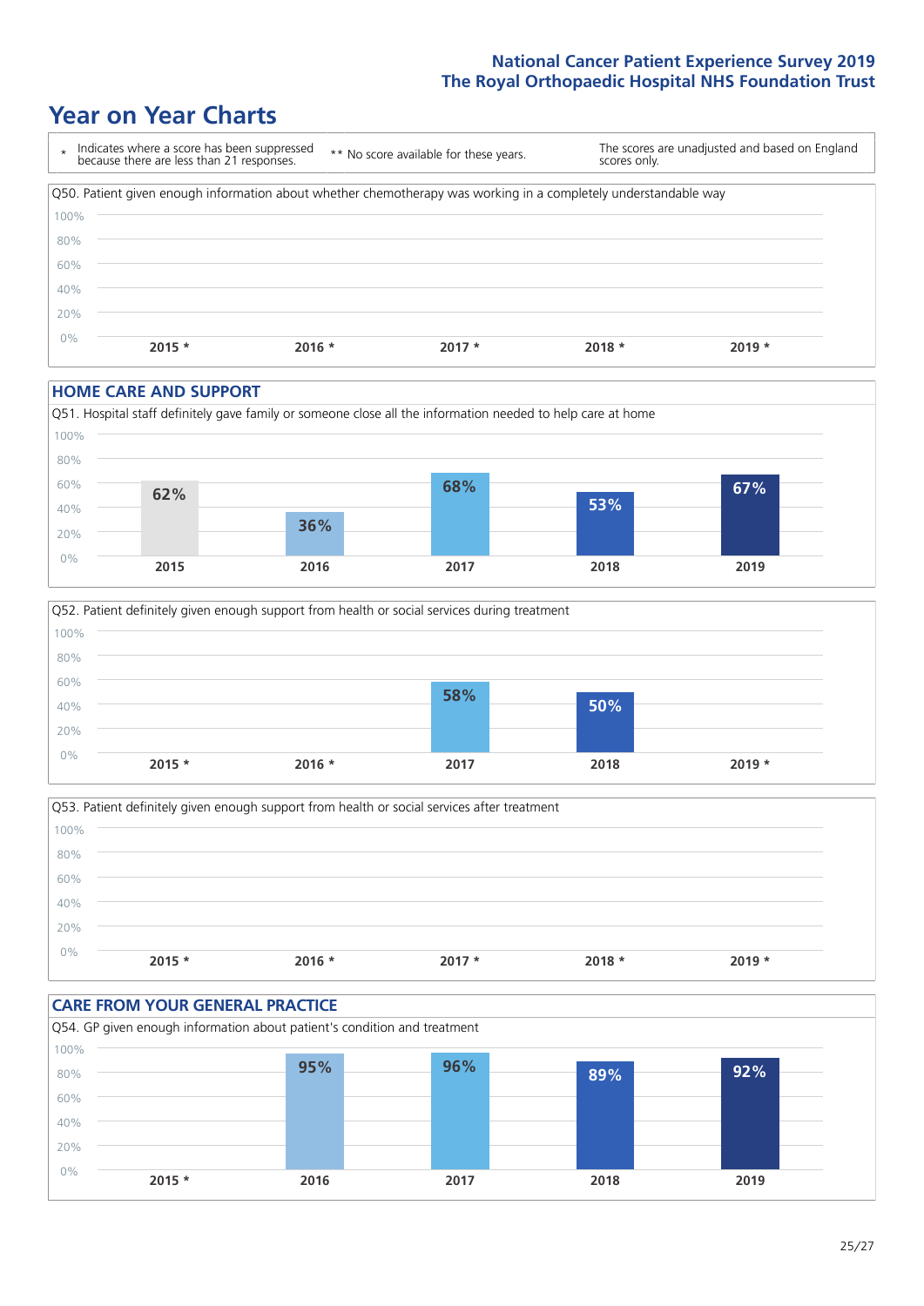# Year on Year Charts

\* Indicates where a score has been suppressed because there are less than 21 responses.

** No score available for these years.

The scores are unadjusted and based on England scores only.

Q50. Patient given enough information about whether chemotherapy was working in a completely understandable way

| 2015 * | 2016 * | 2017 * | 2018 * | 2019 * |
|---|---|---|---|---|
| | | | | |

## HOME CARE AND SUPPORT

Q51. Hospital staff definitely gave family or someone close all the information needed to help care at home

| 2015 | 2016 | 2017 | 2018 | 2019 |
|---|---|---|---|---|
| 62% | 36% | 68% | 53% | 67% |

Q52. Patient definitely given enough support from health or social services during treatment

| 2015 * | 2016 * | 2017 | 2018 | 2019 * |
|---|---|---|---|---|
| | | 58% | 50% | |

Q53. Patient definitely given enough support from health or social services after treatment

| 2015 * | 2016 * | 2017 * | 2018 * | 2019 * |
|---|---|---|---|---|
| | | | | |

## CARE FROM YOUR GENERAL PRACTICE

Q54. GP given enough information about patient's condition and treatment

| 2015 * | 2016 | 2017 | 2018 | 2019 |
|---|---|---|---|---|
| | 95% | 96% | 89% | 92% |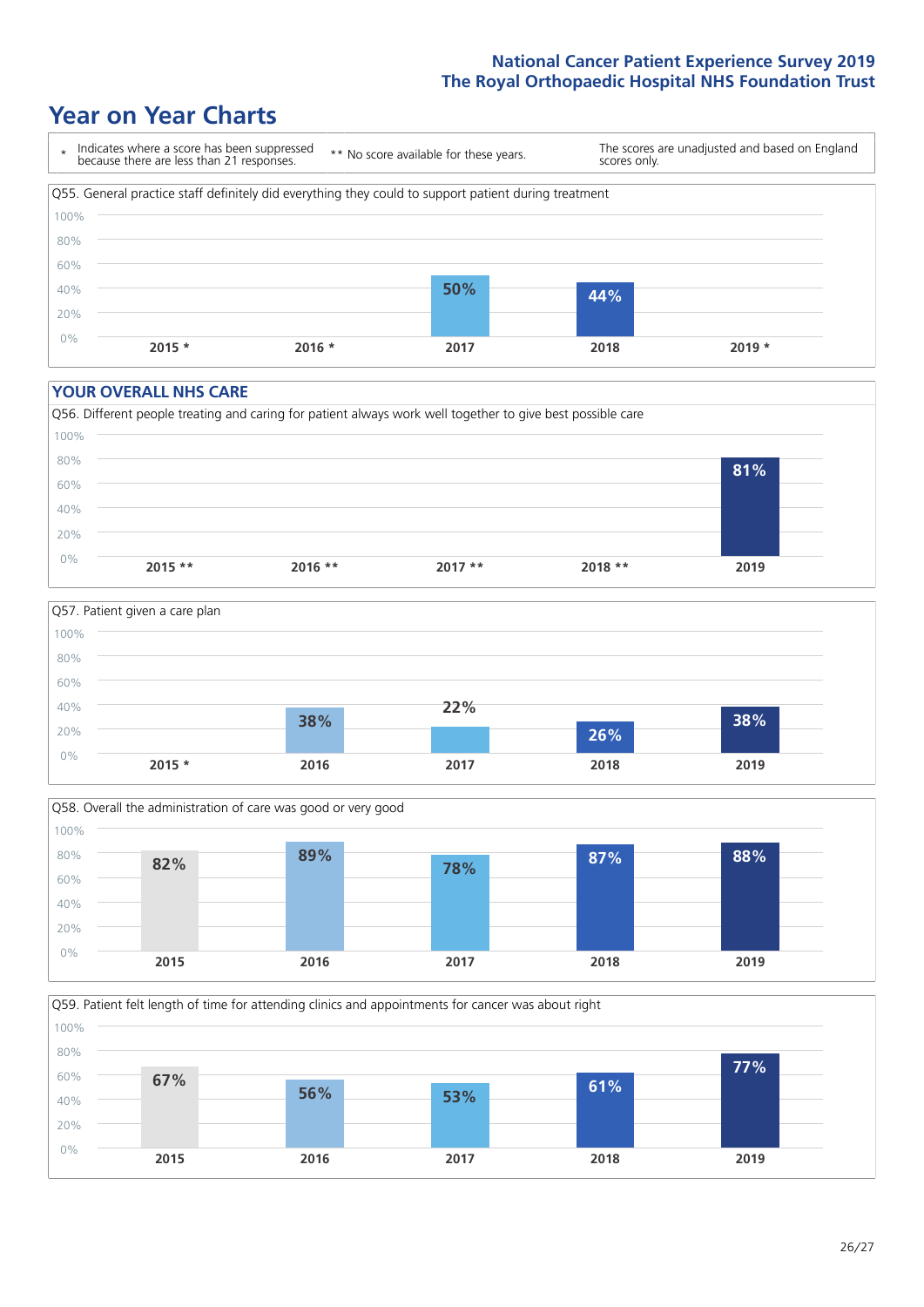# Year on Year Charts

\* Indicates where a score has been suppressed because there are less than 21 responses.

** No score available for these years.

The scores are unadjusted and based on England scores only.

Q55. General practice staff definitely did everything they could to support patient during treatment

| 2015 * | 2016 * | 2017 | 2018 | 2019 * |
|---|---|---|---|---|
| | | 50% | 44% | |

## YOUR OVERALL NHS CARE

Q56. Different people treating and caring for patient always work well together to give best possible care

| 2015 ** | 2016 ** | 2017 ** | 2018 ** | 2019 |
|---|---|---|---|---|
| | | | | 81% |

Q57. Patient given a care plan

| 2015 * | 2016 | 2017 | 2018 | 2019 |
|---|---|---|---|---|
| | 38% | 22% | 26% | 38% |

Q58. Overall the administration of care was good or very good

| 2015 | 2016 | 2017 | 2018 | 2019 |
|---|---|---|---|---|
| 82% | 89% | 78% | 87% | 88% |

Q59. Patient felt length of time for attending clinics and appointments for cancer was about right

| 2015 | 2016 | 2017 | 2018 | 2019 |
|---|---|---|---|---|
| 67% | 56% | 53% | 61% | 77% |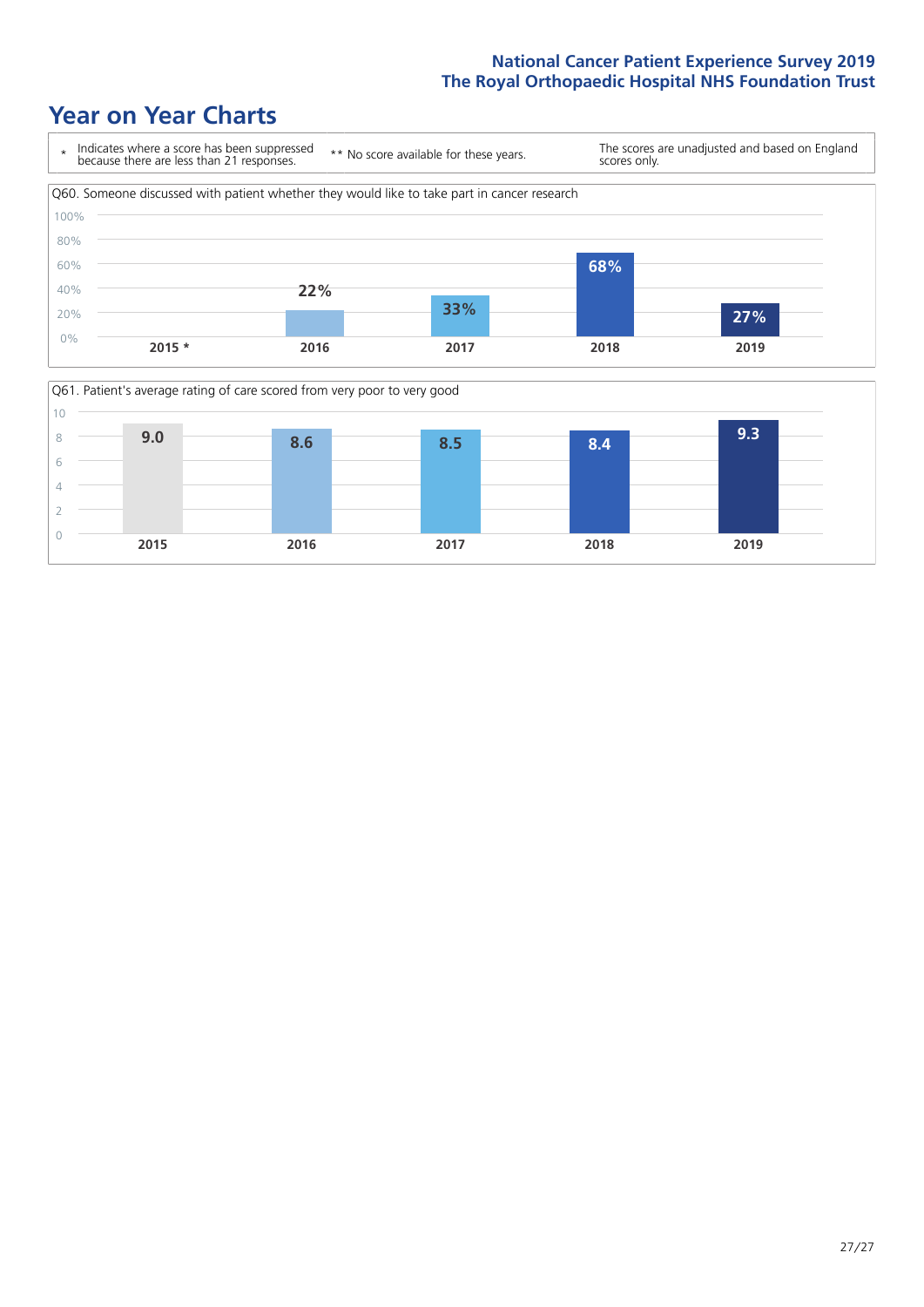# Year on Year Charts

\* Indicates where a score has been suppressed because there are less than 21 responses.

** No score available for these years.

The scores are unadjusted and based on England scores only.

Q60. Someone discussed with patient whether they would like to take part in cancer research

100%
80%
60%
40%
20%
0%

2015 *
22%
2016
33%
2017
68%
2018
27%
2019

Q61. Patient's average rating of care scored from very poor to very good

10
8
6
4
2
0

9.0
2015
8.6
2016
8.5
2017
8.4
2018
9.3
2019